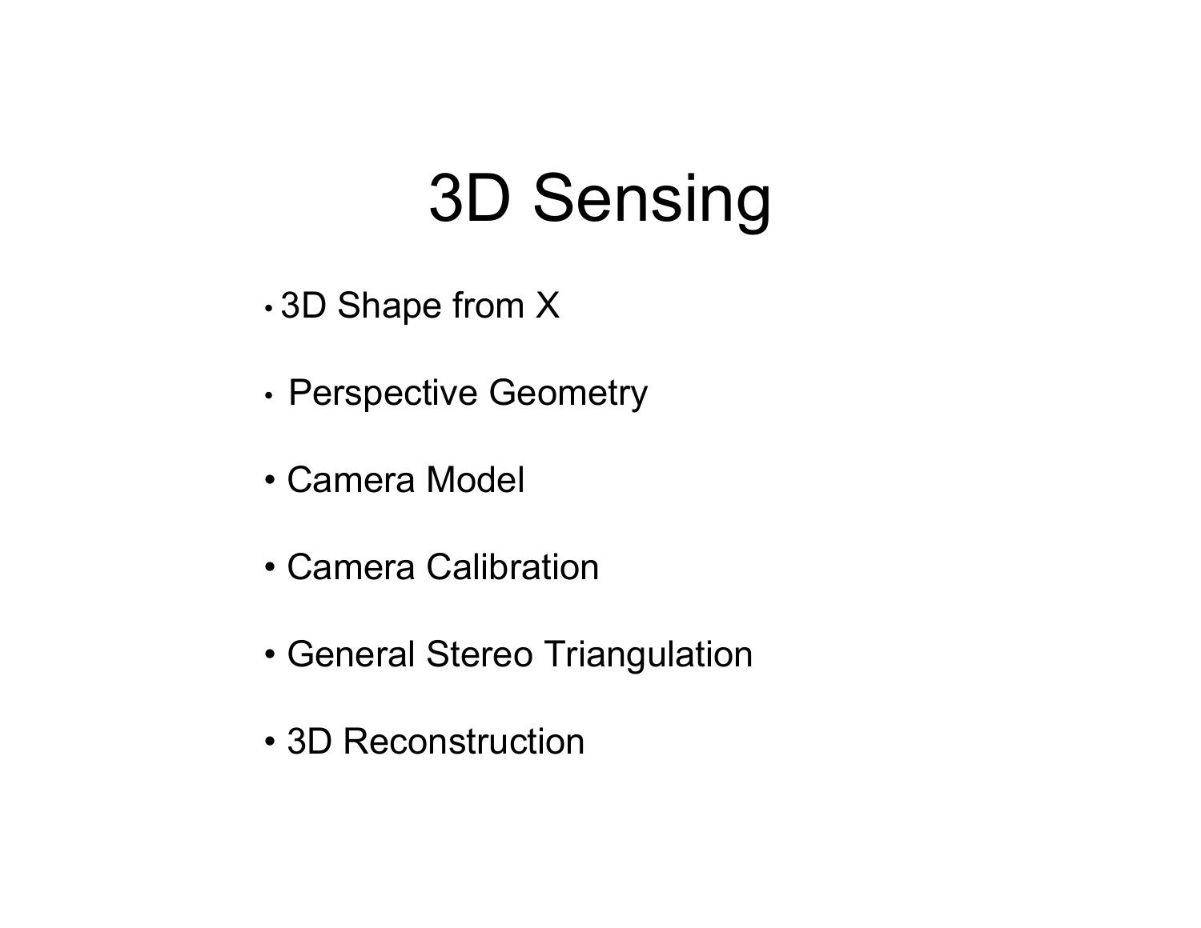# 3D Sensing

- 3D Shape from X
- Perspective Geometry
- Camera Model
- Camera Calibration
- General Stereo Triangulation
- 3D Reconstruction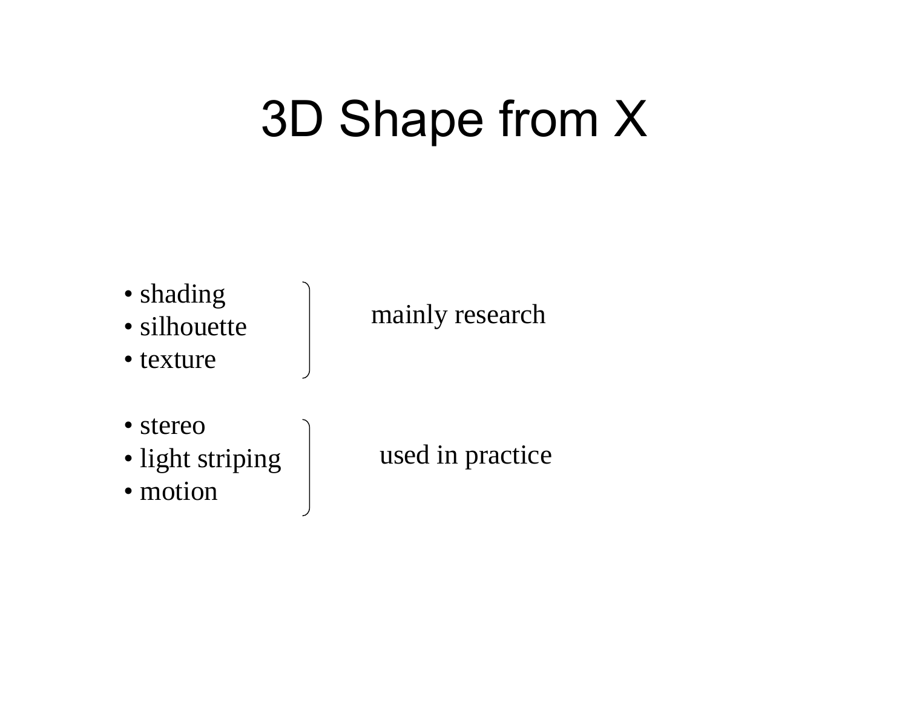# 3D Shape from X

- shading
- silhouette
- texture

mainly research

- stereo
- light striping
- motion

used in practice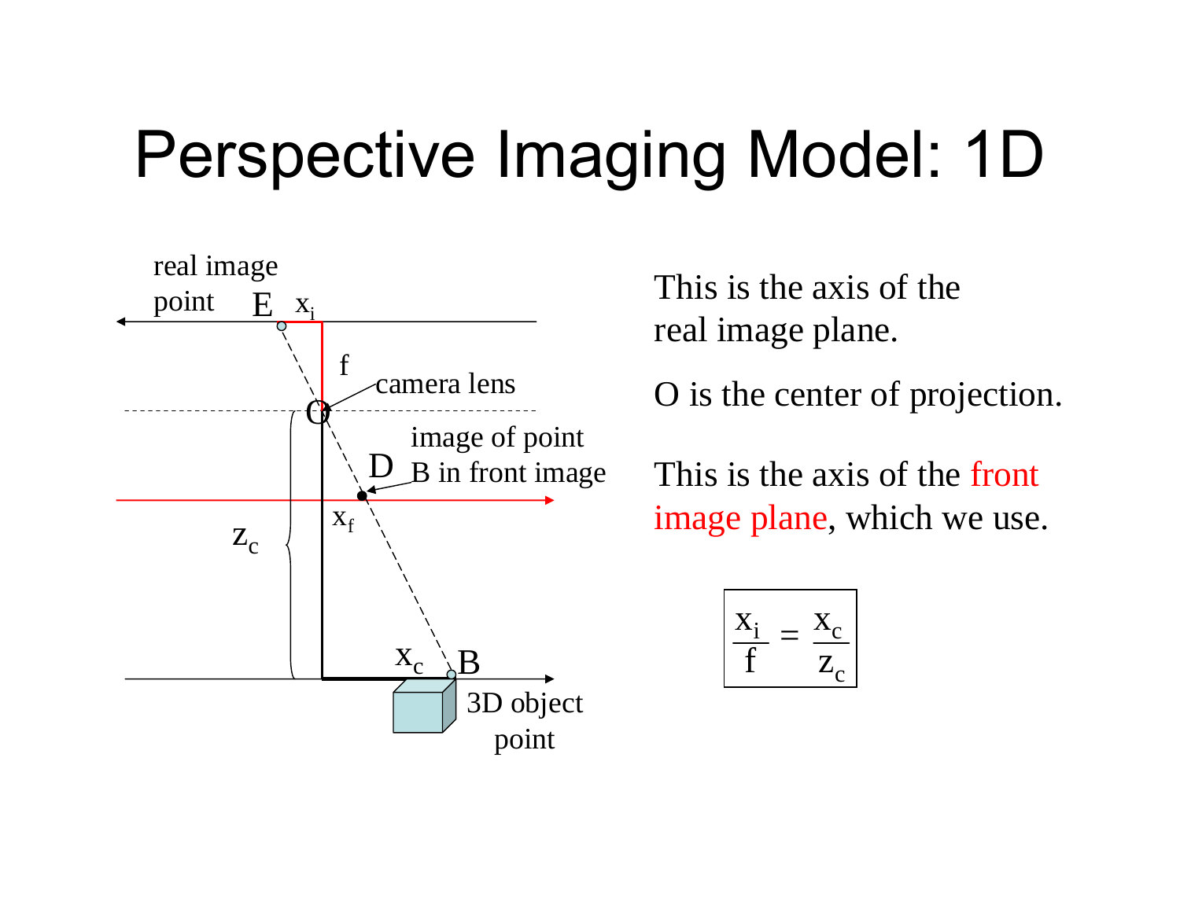# Perspective Imaging Model: 1D

real image point E $x_i$

f

camera lens

O

image of point B in front image

D

$x_f$

$z_c$

$x_c$

B

3D object point

This is the axis of the real image plane.

O is the center of projection.

This is the axis of the front image plane, which we use.

$$\frac{x_i}{f} = \frac{x_c}{z_c}$$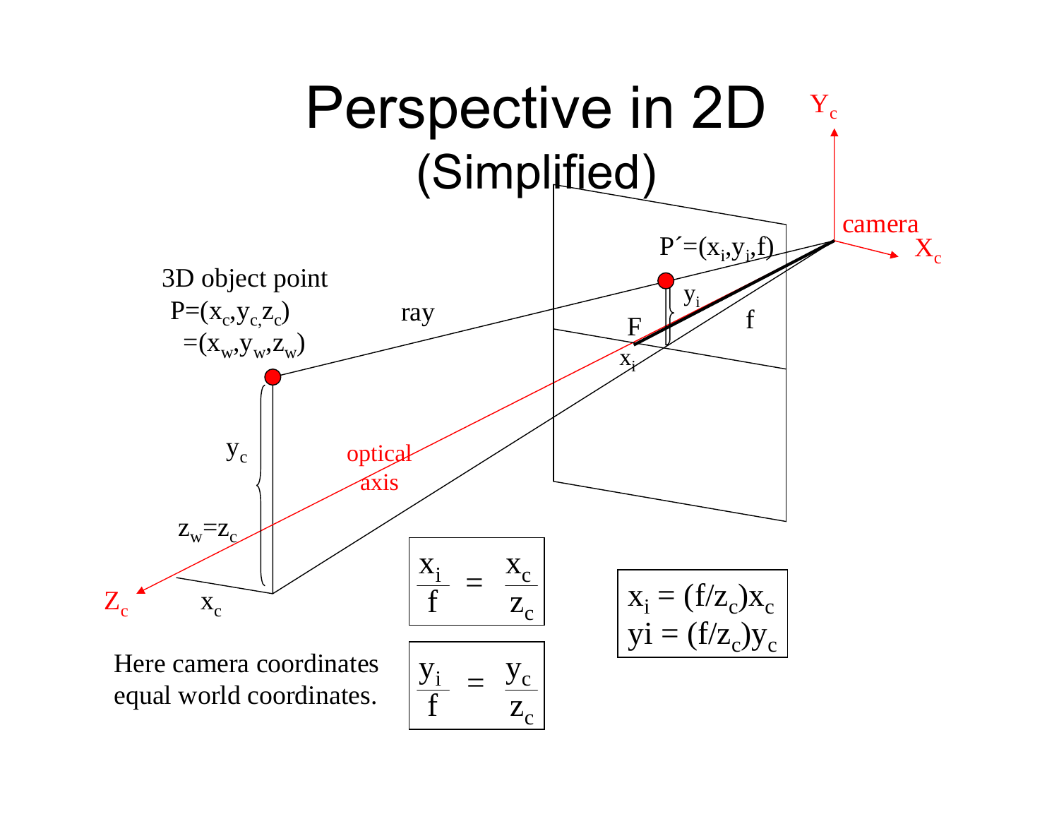# Perspective in 2D (Simplified)

$Y_c$

camera

$X_c$

$P' = (x_i, y_i, f)$

3D object point

$P = (x_c, y_c, z_c)$

$= (x_w, y_w, z_w)$

ray

$y_i$

F

f

$x_i$

$y_c$

optical axis

$z_w = z_c$

$Z_c$

$x_c$

$$\frac{x_i}{f} = \frac{x_c}{z_c}$$

$$\frac{y_i}{f} = \frac{y_c}{z_c}$$

$$x_i = (f/z_c)x_c$$
$$yi = (f/z_c)y_c$$

Here camera coordinates equal world coordinates.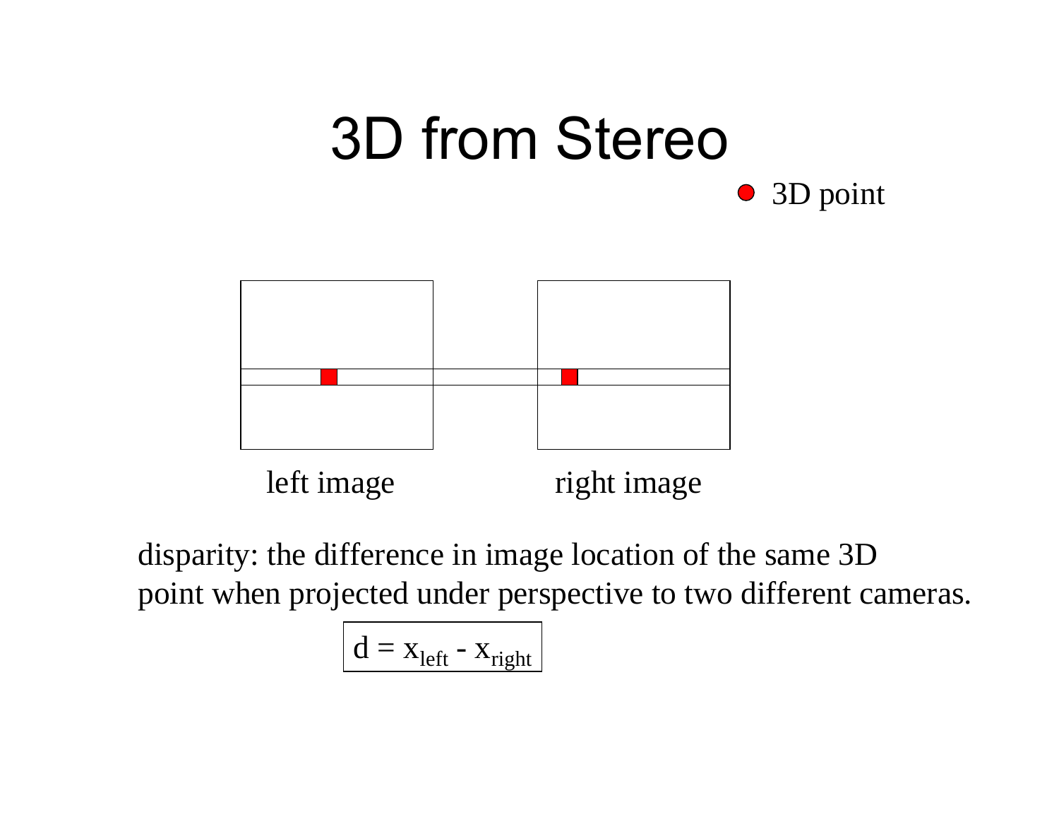# 3D from Stereo

3D point

left image

right image

disparity: the difference in image location of the same 3D point when projected under perspective to two different cameras.

$$d = x_{left} - x_{right}$$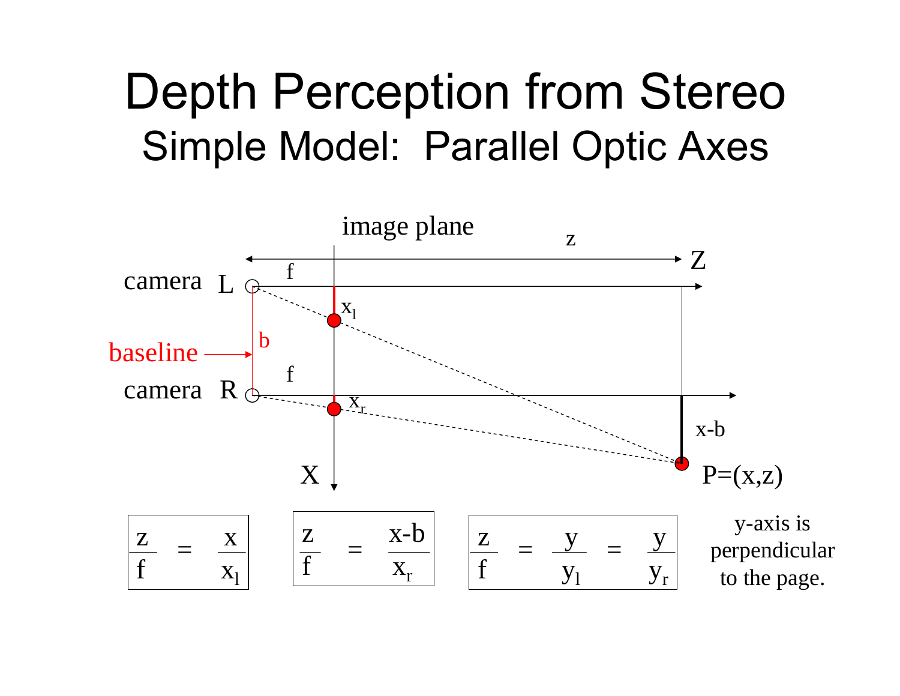# Depth Perception from Stereo

## Simple Model: Parallel Optic Axes

image plane

z

Z

f

camera L

$x_l$

baseline → b

f

camera R

$x_r$

x-b

X

P=(x,z)

$$\frac{z}{f} = \frac{x}{x_l}$$

$$\frac{z}{f} = \frac{x-b}{x_r}$$

$$\frac{z}{f} = \frac{y}{y_l} = \frac{y}{y_r}$$

y-axis is perpendicular to the page.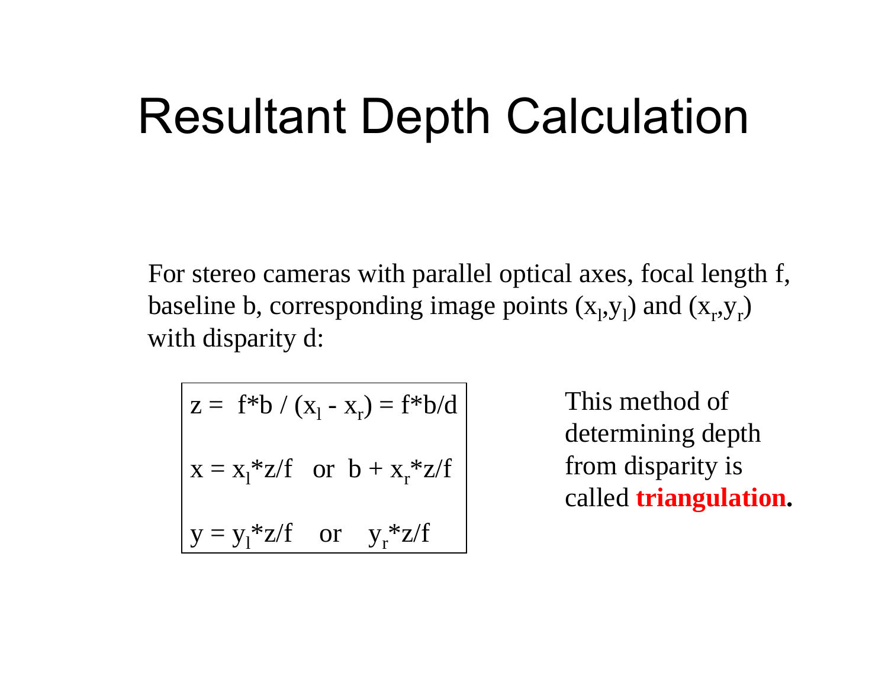# Resultant Depth Calculation

For stereo cameras with parallel optical axes, focal length f, baseline b, corresponding image points $(x_l,y_l)$ and $(x_r,y_r)$ with disparity d:

$$z = f*b / (x_l - x_r) = f*b/d$$

$$x = x_l*z/f \quad \text{or} \quad b + x_r*z/f$$

$$y = y_l*z/f \quad \text{or} \quad y_r*z/f$$

This method of determining depth from disparity is called **triangulation.**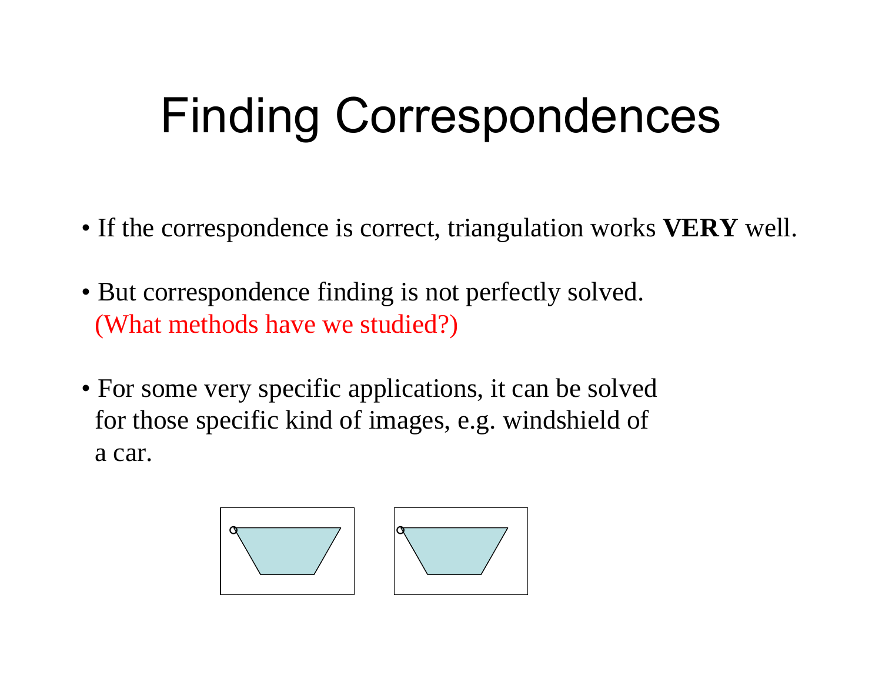# Finding Correspondences

- If the correspondence is correct, triangulation works **VERY** well.
- But correspondence finding is not perfectly solved.
  (What methods have we studied?)
- For some very specific applications, it can be solved for those specific kind of images, e.g. windshield of a car.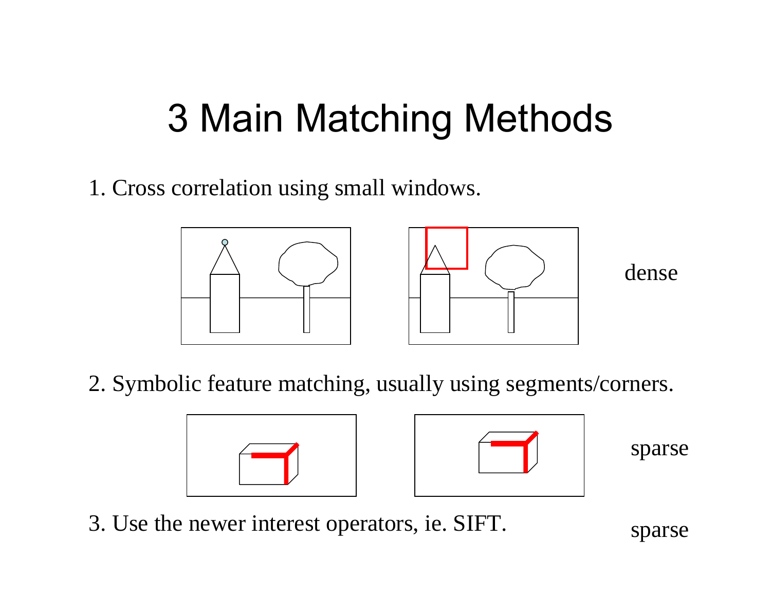# 3 Main Matching Methods

1. Cross correlation using small windows.

dense

2. Symbolic feature matching, usually using segments/corners.

sparse

3. Use the newer interest operators, ie. SIFT.

sparse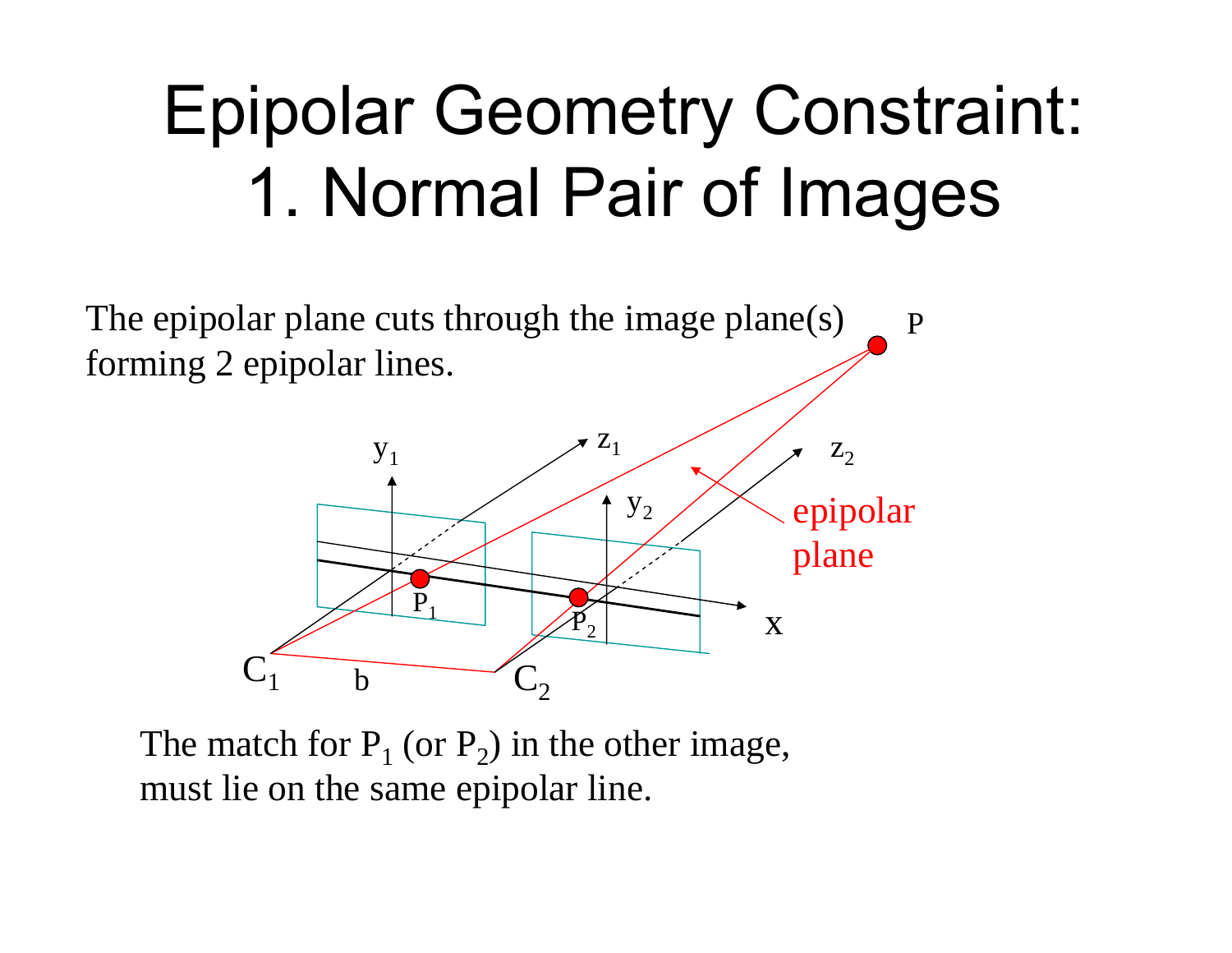# Epipolar Geometry Constraint: 1. Normal Pair of Images

The epipolar plane cuts through the image plane(s) forming 2 epipolar lines.

The match for $P_1$ (or $P_2$) in the other image, must lie on the same epipolar line.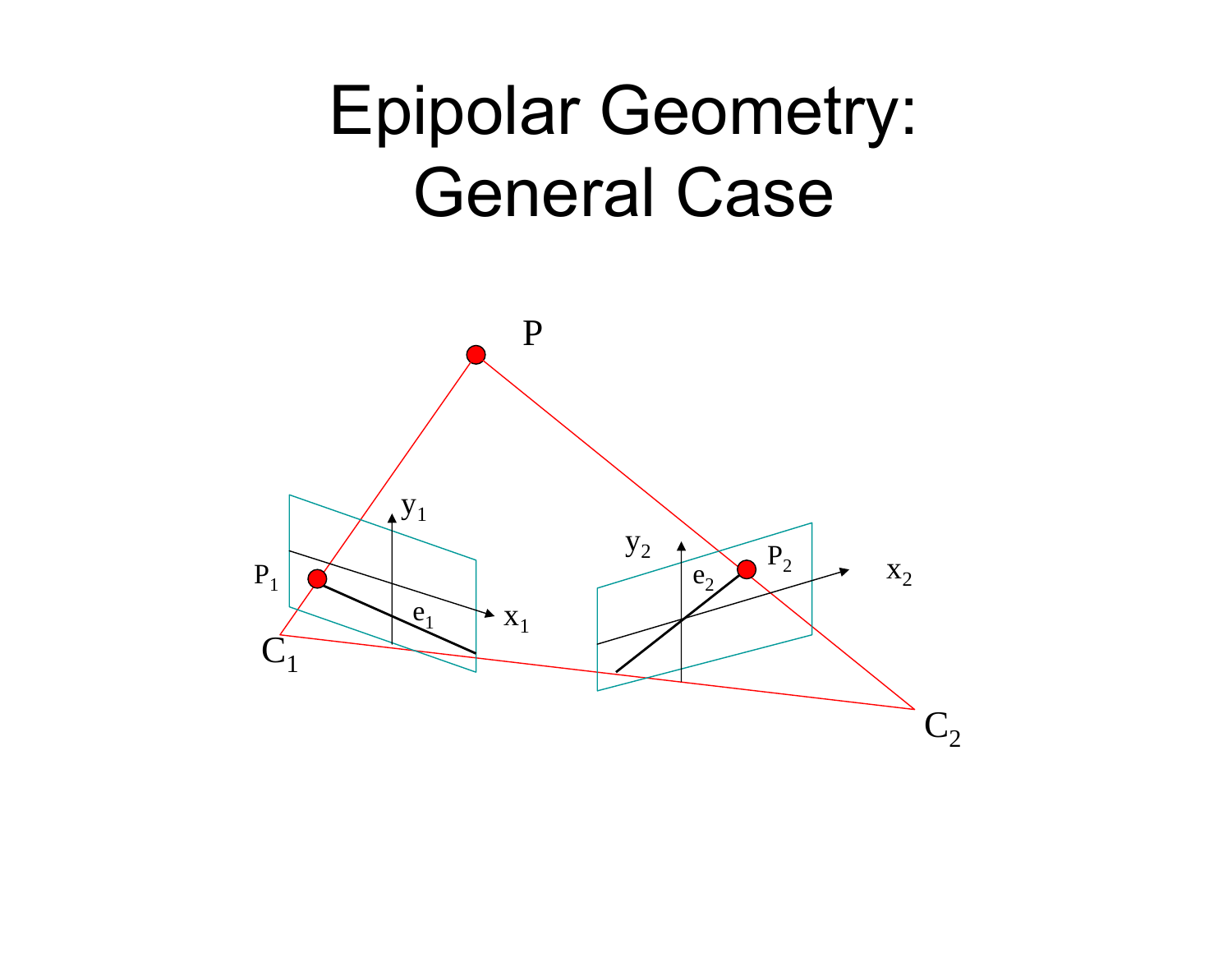# Epipolar Geometry: General Case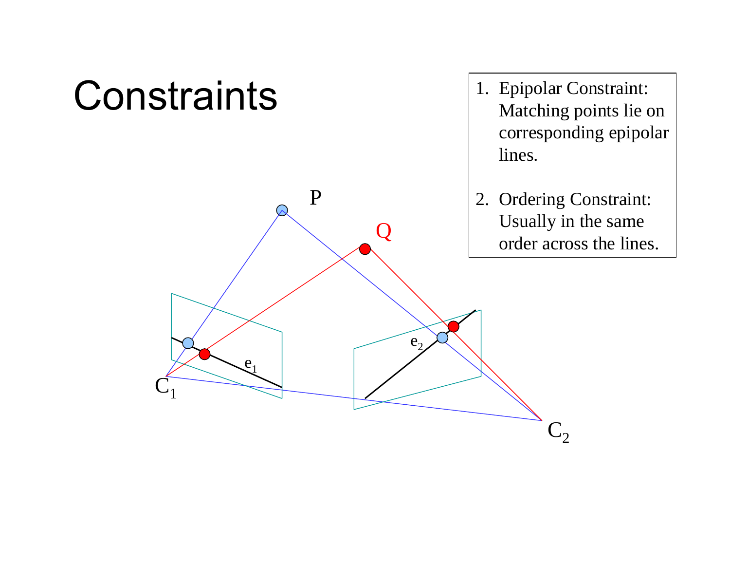# Constraints

1. Epipolar Constraint: Matching points lie on corresponding epipolar lines.

2. Ordering Constraint: Usually in the same order across the lines.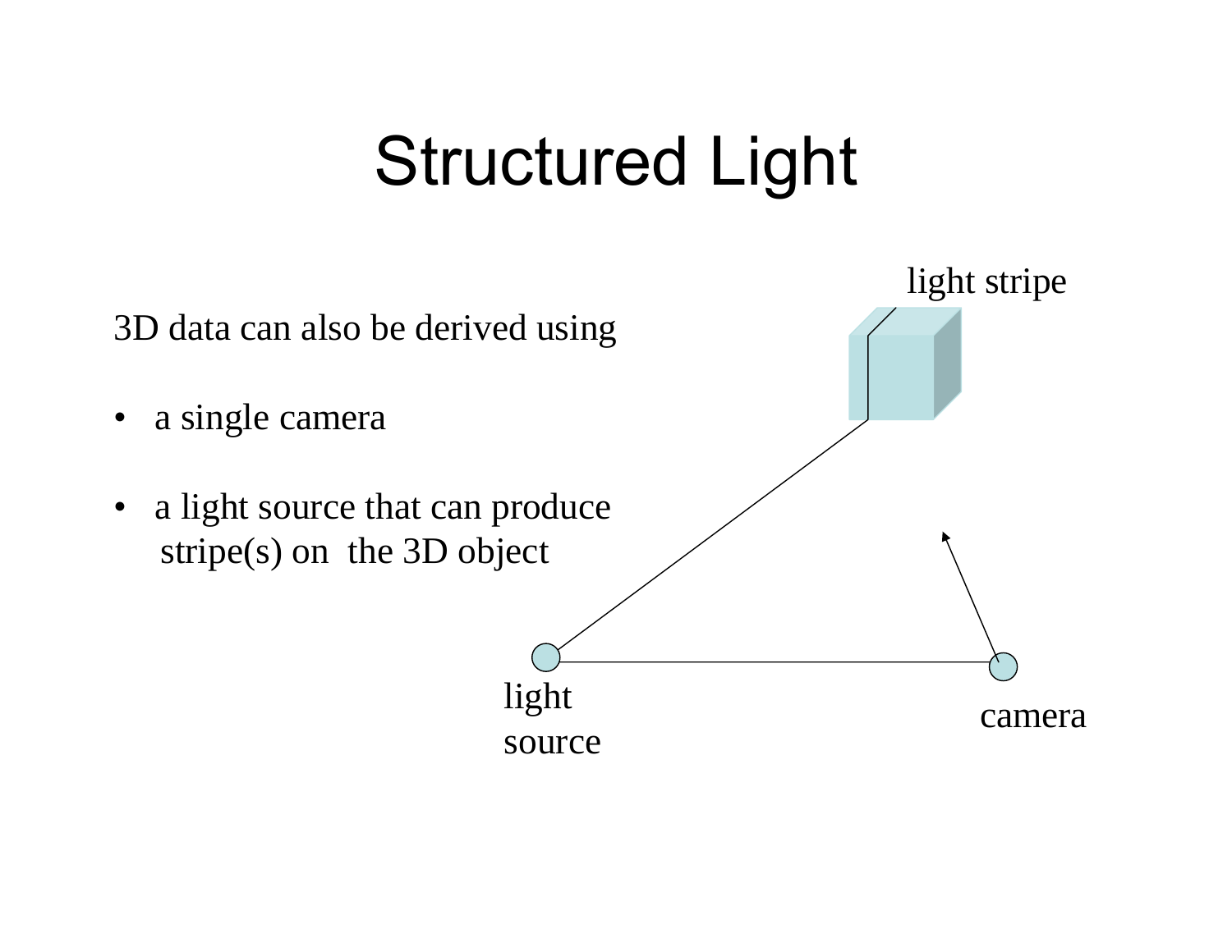# Structured Light

3D data can also be derived using

- a single camera
- a light source that can produce stripe(s) on the 3D object

light stripe

light source

camera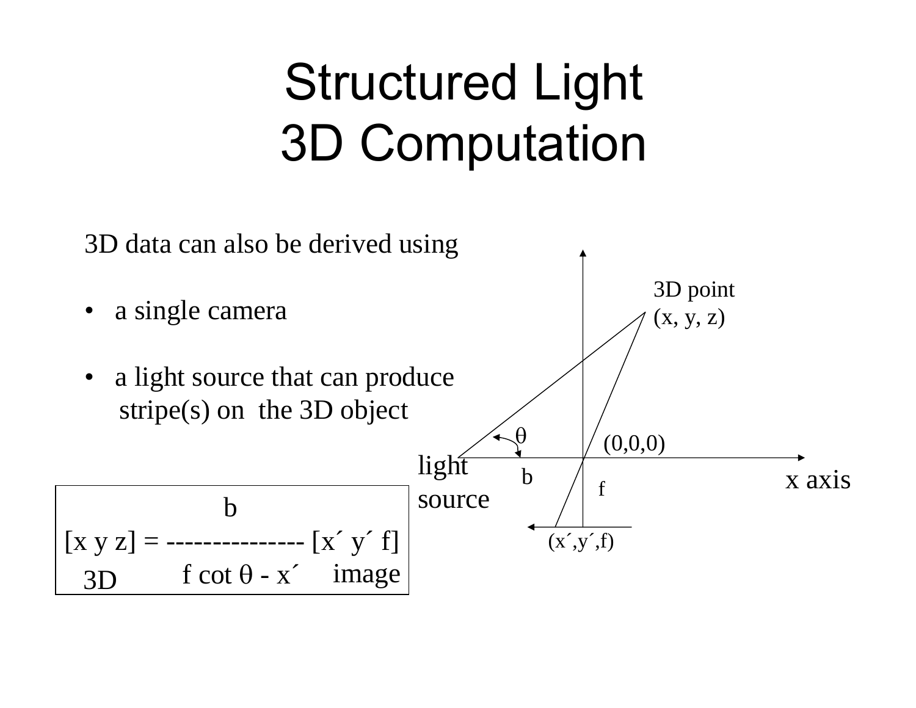# Structured Light 3D Computation

3D data can also be derived using

- a single camera
- a light source that can produce stripe(s) on the 3D object

$$\underset{\text{3D}}{[x\ y\ z]} = \frac{b}{f \cot \theta - x'} \underset{\text{image}}{[x'\ y'\ f]}$$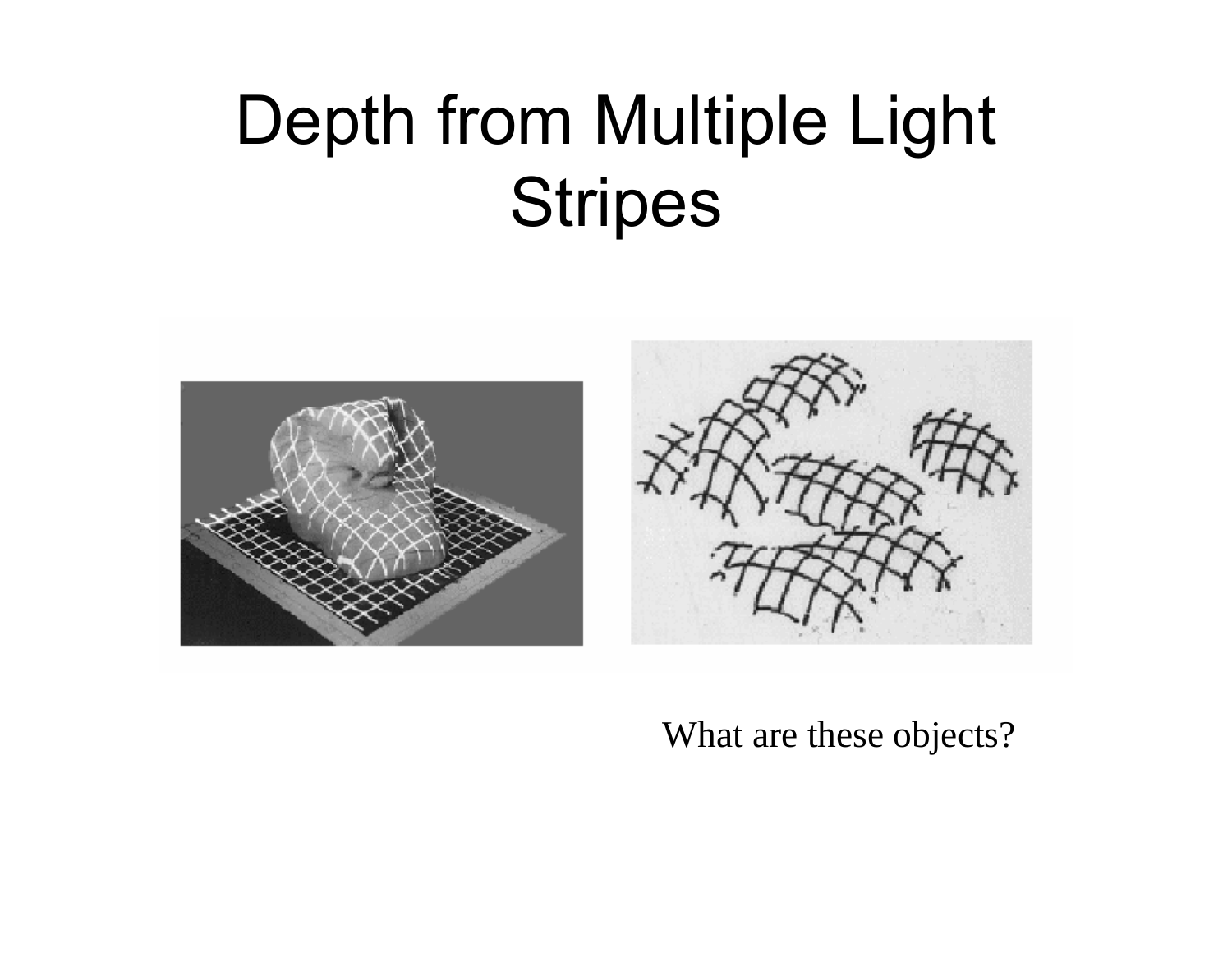# Depth from Multiple Light Stripes

What are these objects?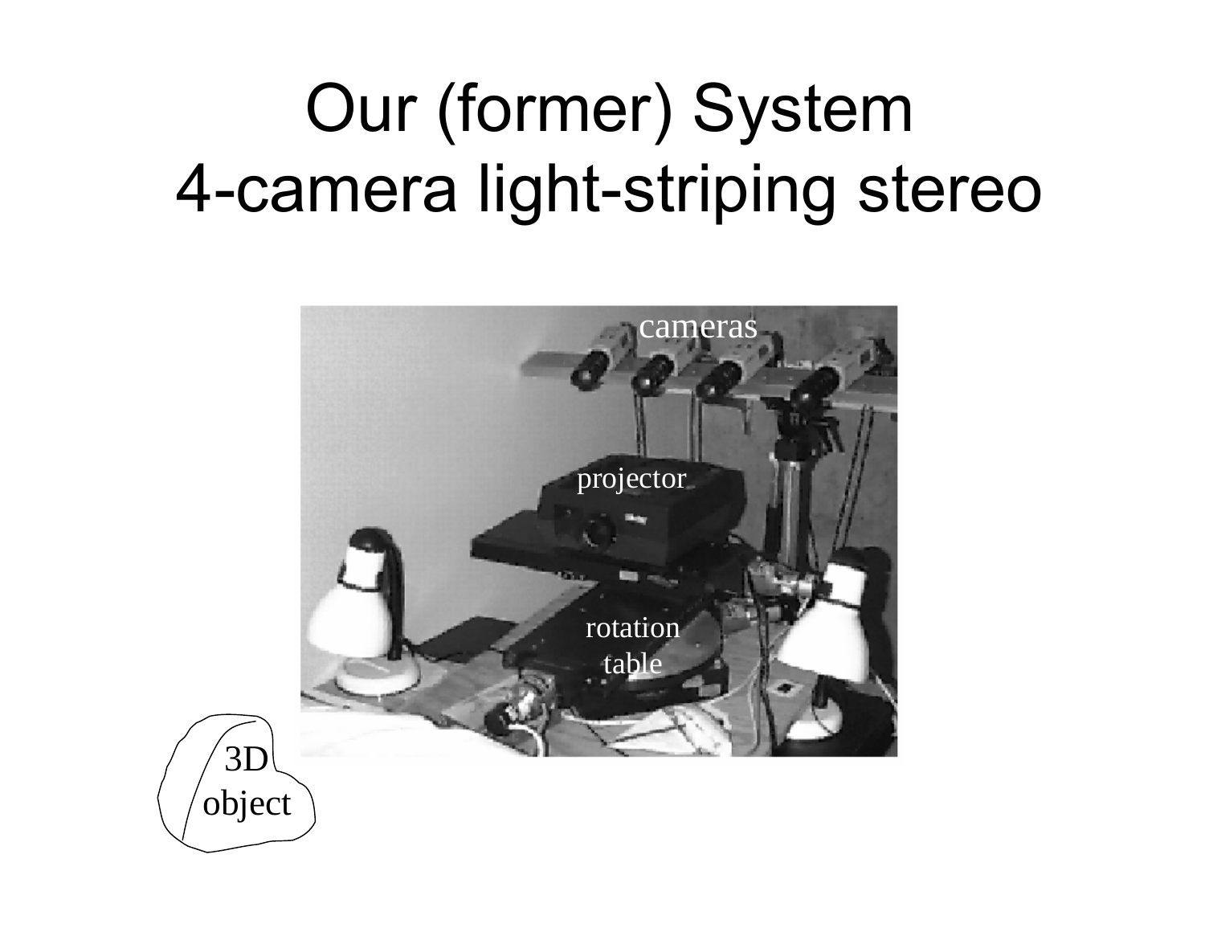# Our (former) System
# 4-camera light-striping stereo

cameras

projector

rotation table

3D object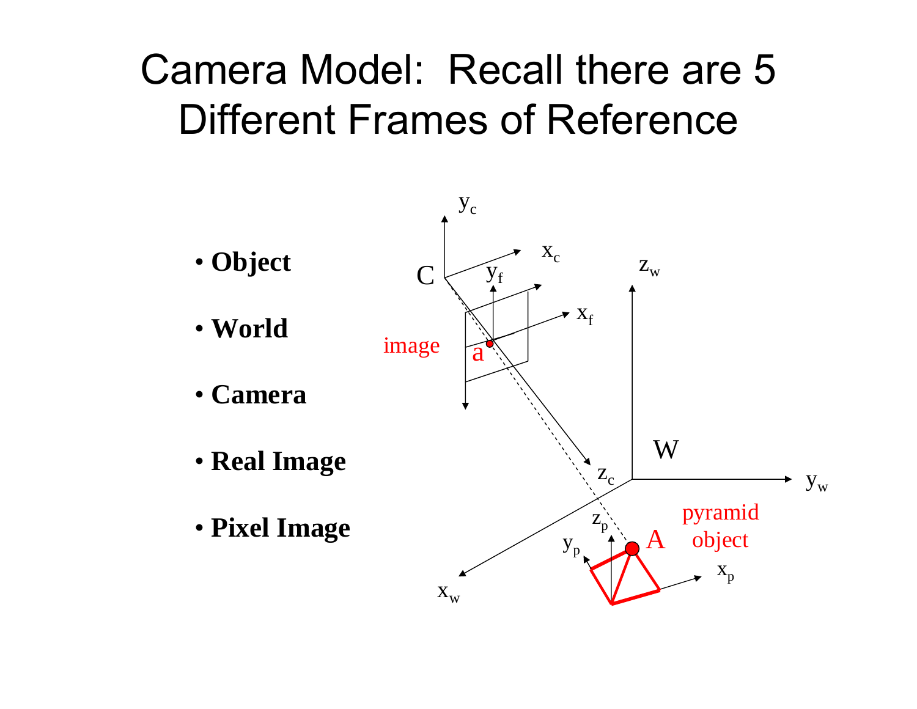# Camera Model: Recall there are 5 Different Frames of Reference

- **Object**
- **World**
- **Camera**
- **Real Image**
- **Pixel Image**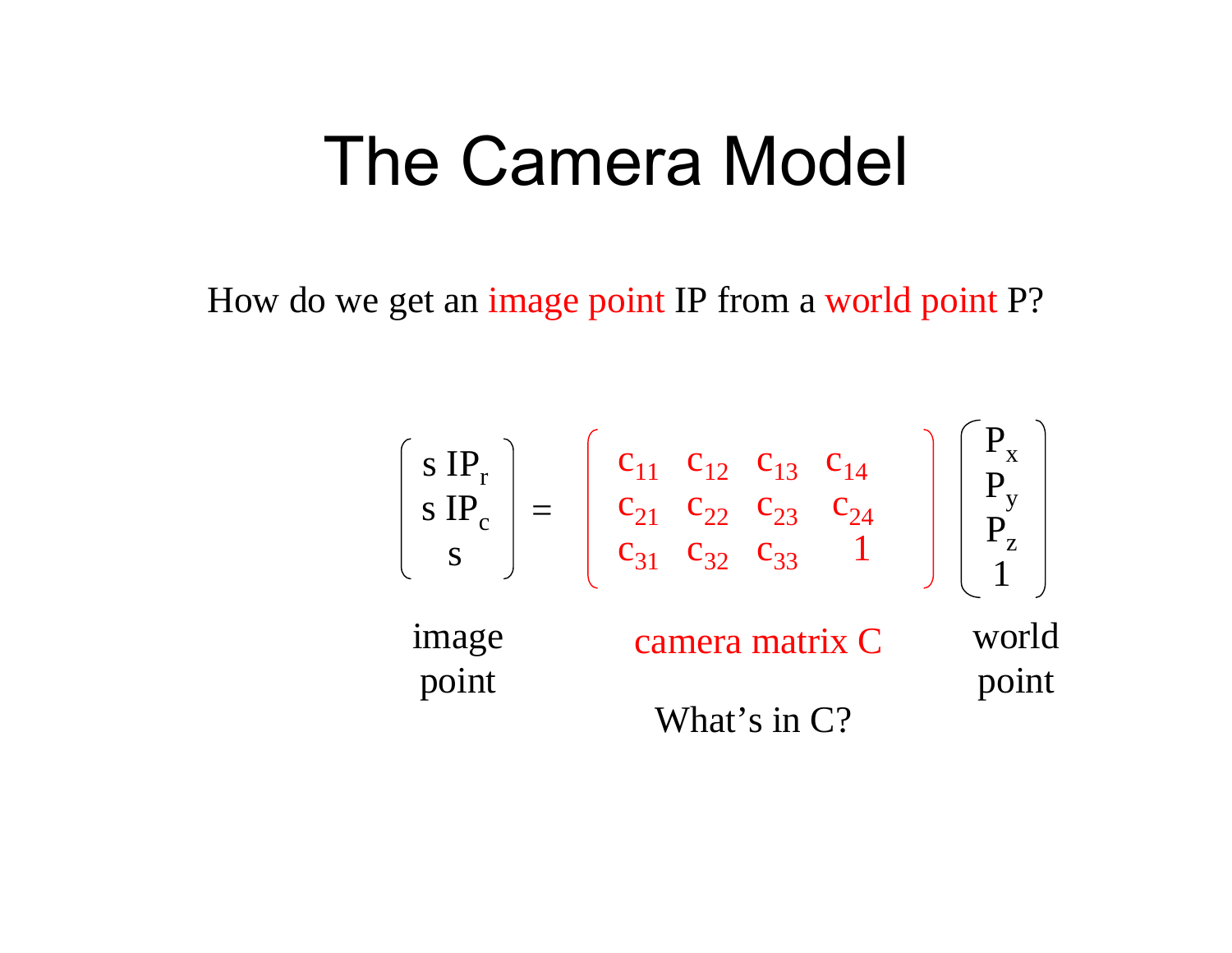# The Camera Model

How do we get an image point IP from a world point P?

$$\begin{pmatrix} s\,IP_r \\ s\,IP_c \\ s \end{pmatrix} = \begin{pmatrix} c_{11} & c_{12} & c_{13} & c_{14} \\ c_{21} & c_{22} & c_{23} & c_{24} \\ c_{31} & c_{32} & c_{33} & 1 \end{pmatrix} \begin{pmatrix} P_x \\ P_y \\ P_z \\ 1 \end{pmatrix}$$

image point — camera matrix C — world point

What's in C?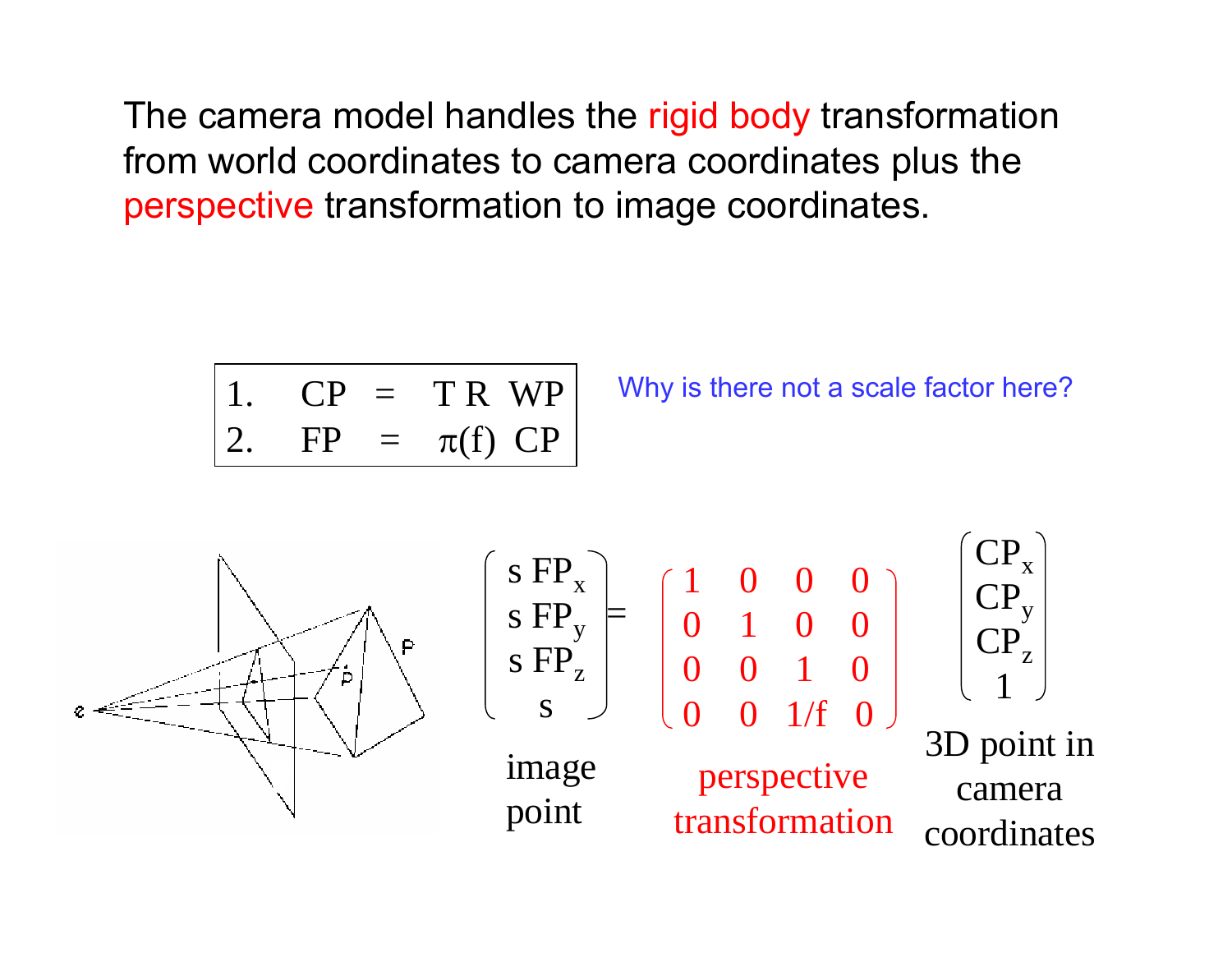The camera model handles the rigid body transformation from world coordinates to camera coordinates plus the perspective transformation to image coordinates.

| | | | |
|---|---|---|---|
| 1. | CP | = | T R WP |
| 2. | FP | = | $\pi(f)$ CP |

Why is there not a scale factor here?

$$
\begin{pmatrix} s\,FP_x \\ s\,FP_y \\ s\,FP_z \\ s \end{pmatrix} = \begin{pmatrix} 1 & 0 & 0 & 0 \\ 0 & 1 & 0 & 0 \\ 0 & 0 & 1 & 0 \\ 0 & 0 & 1/f & 0 \end{pmatrix} \begin{pmatrix} CP_x \\ CP_y \\ CP_z \\ 1 \end{pmatrix}
$$

image point — perspective transformation — 3D point in camera coordinates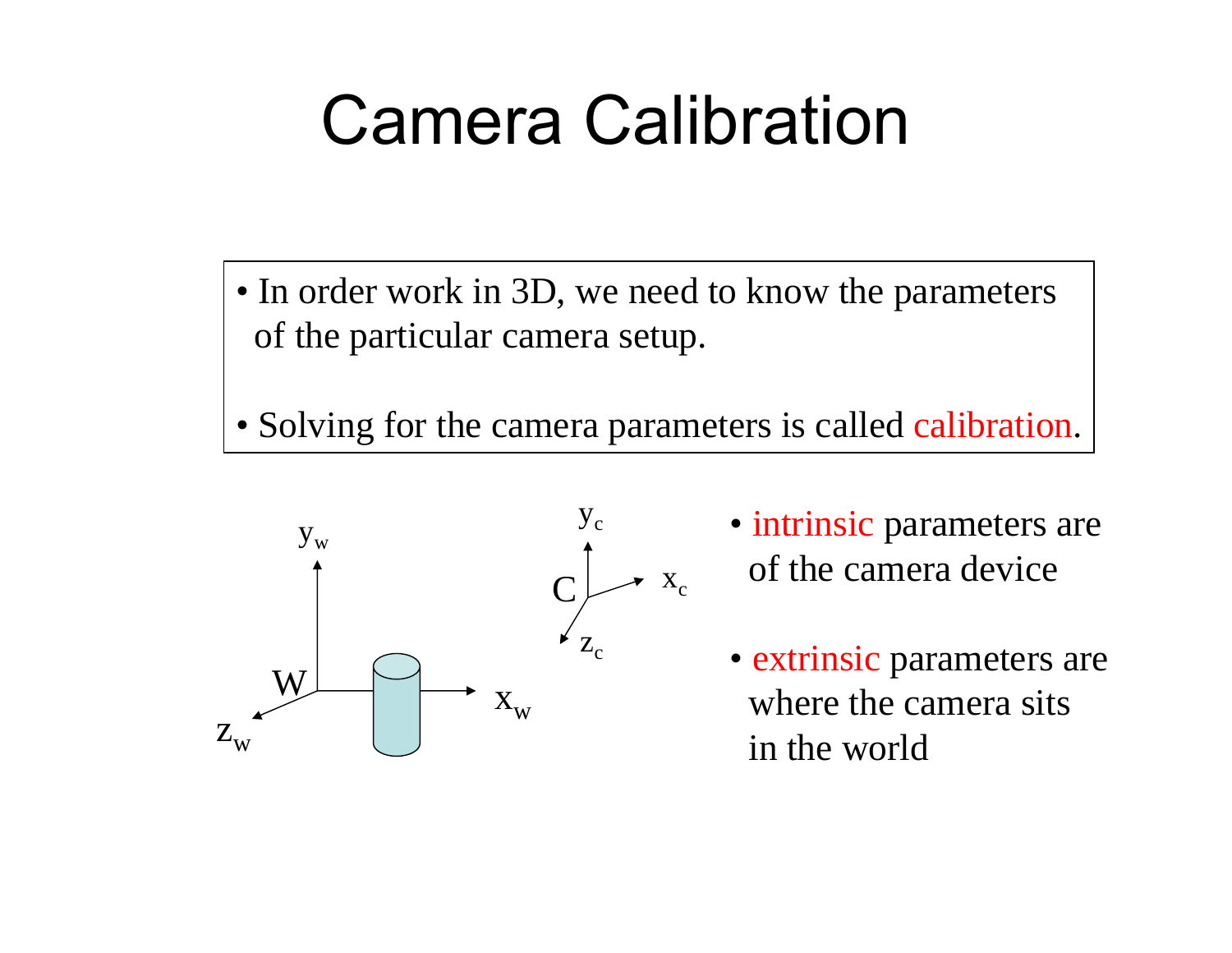# Camera Calibration

- In order work in 3D, we need to know the parameters of the particular camera setup.
- Solving for the camera parameters is called calibration.

$y_w$ $x_w$ $z_w$ W

$y_c$ $x_c$ $z_c$ C

- intrinsic parameters are of the camera device
- extrinsic parameters are where the camera sits in the world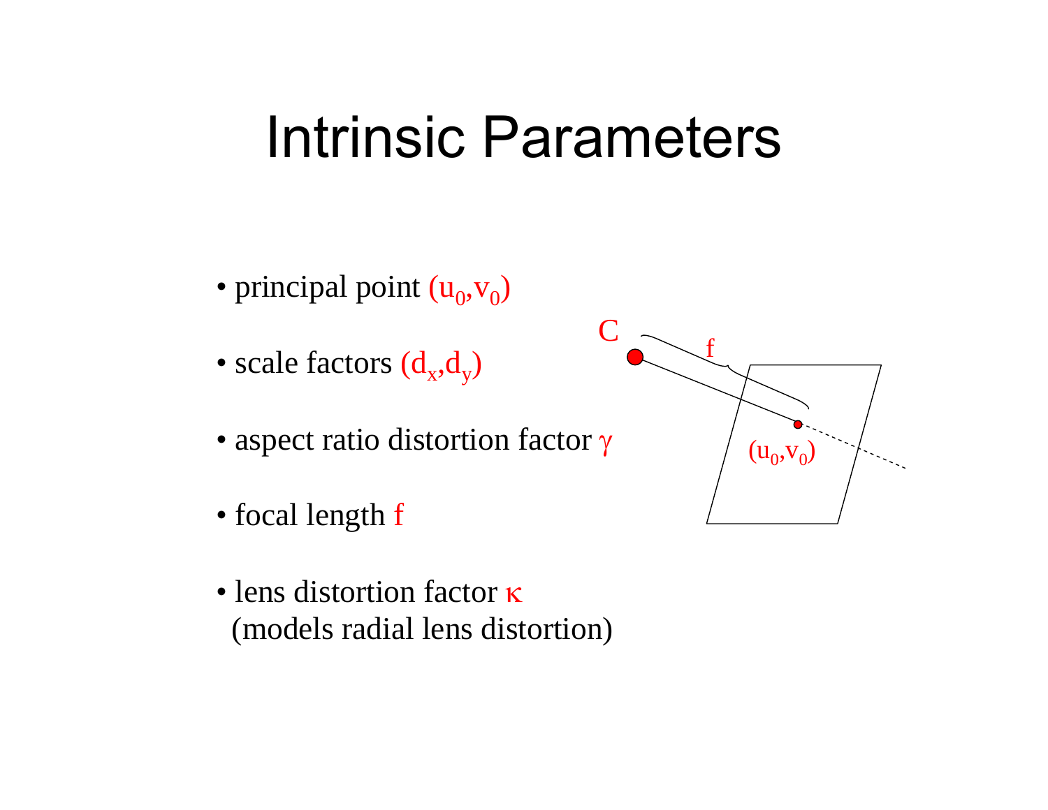# Intrinsic Parameters

- principal point $(u_0,v_0)$
- scale factors $(d_x,d_y)$
- aspect ratio distortion factor $\gamma$
- focal length $f$
- lens distortion factor $\kappa$
  (models radial lens distortion)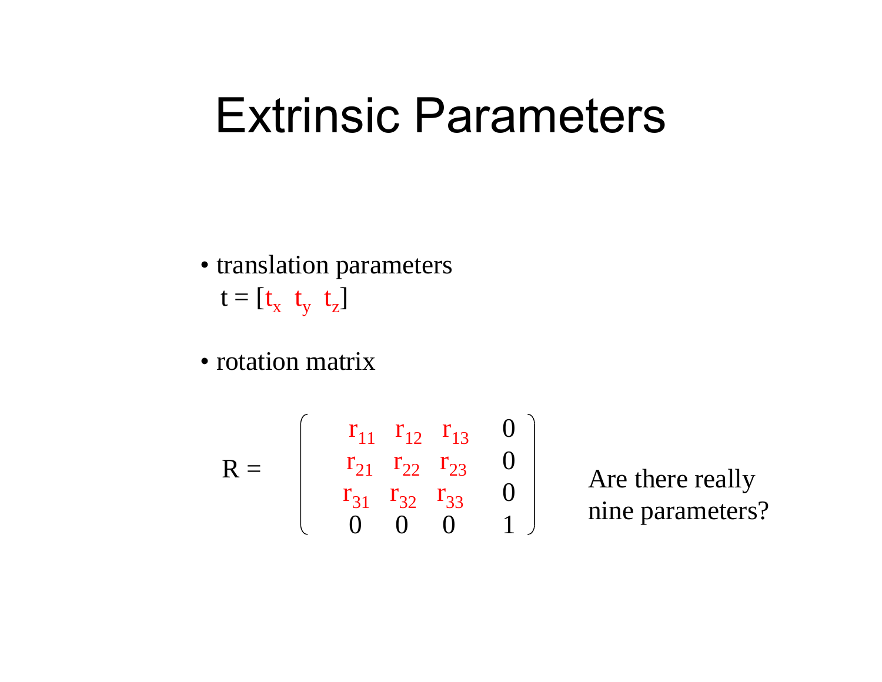# Extrinsic Parameters

- translation parameters
  $t = [t_x \ \ t_y \ \ t_z]$

- rotation matrix

$$
R = \begin{pmatrix} r_{11} & r_{12} & r_{13} & 0 \\ r_{21} & r_{22} & r_{23} & 0 \\ r_{31} & r_{32} & r_{33} & 0 \\ 0 & 0 & 0 & 1 \end{pmatrix}
$$

Are there really nine parameters?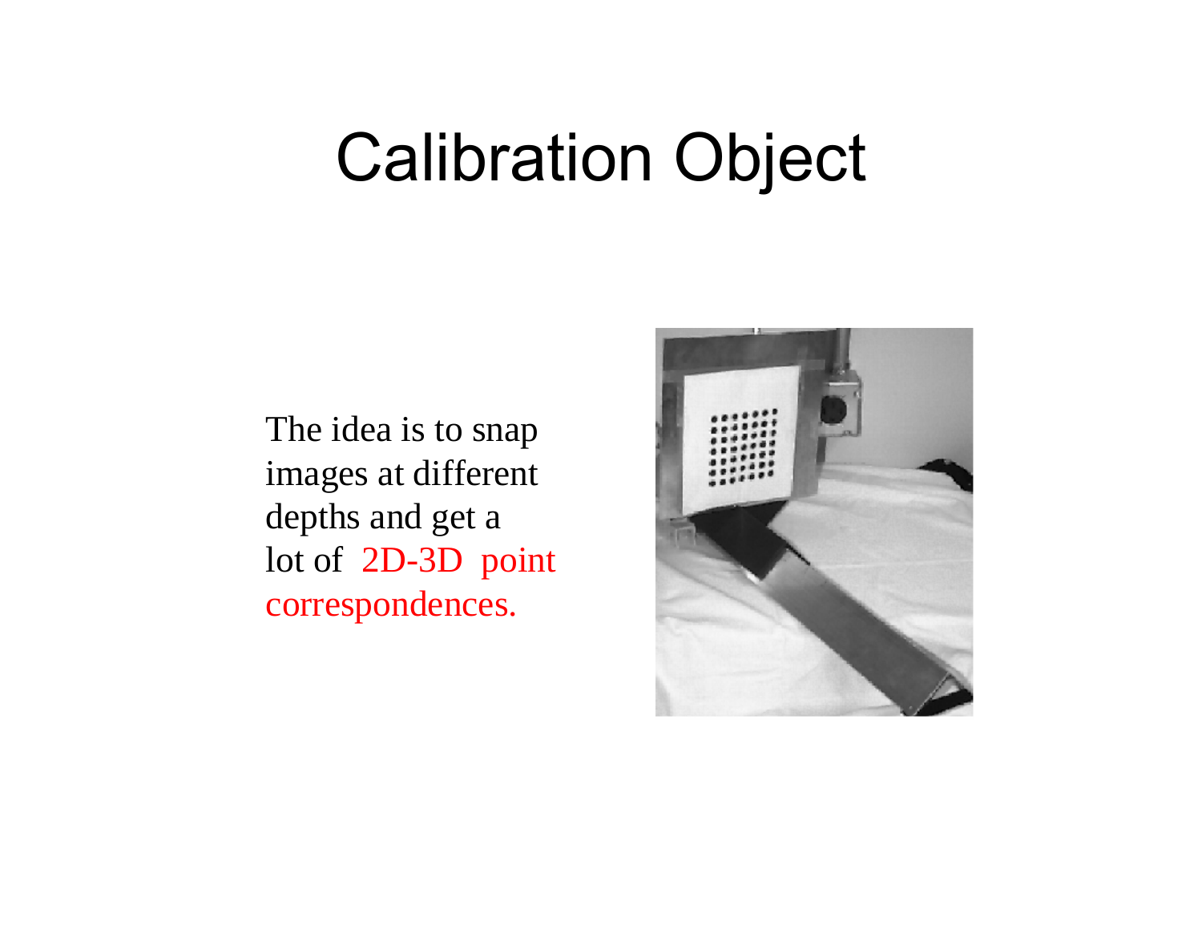# Calibration Object

The idea is to snap images at different depths and get a lot of 2D-3D point correspondences.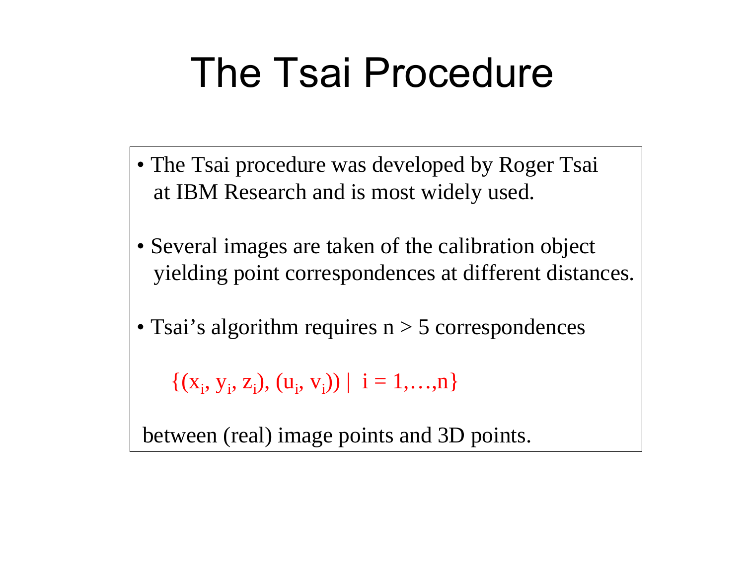# The Tsai Procedure

- The Tsai procedure was developed by Roger Tsai at IBM Research and is most widely used.
- Several images are taken of the calibration object yielding point correspondences at different distances.
- Tsai's algorithm requires $n > 5$ correspondences

$$\{(x_i, y_i, z_i), (u_i, v_i)) \mid i = 1,\ldots,n\}$$

between (real) image points and 3D points.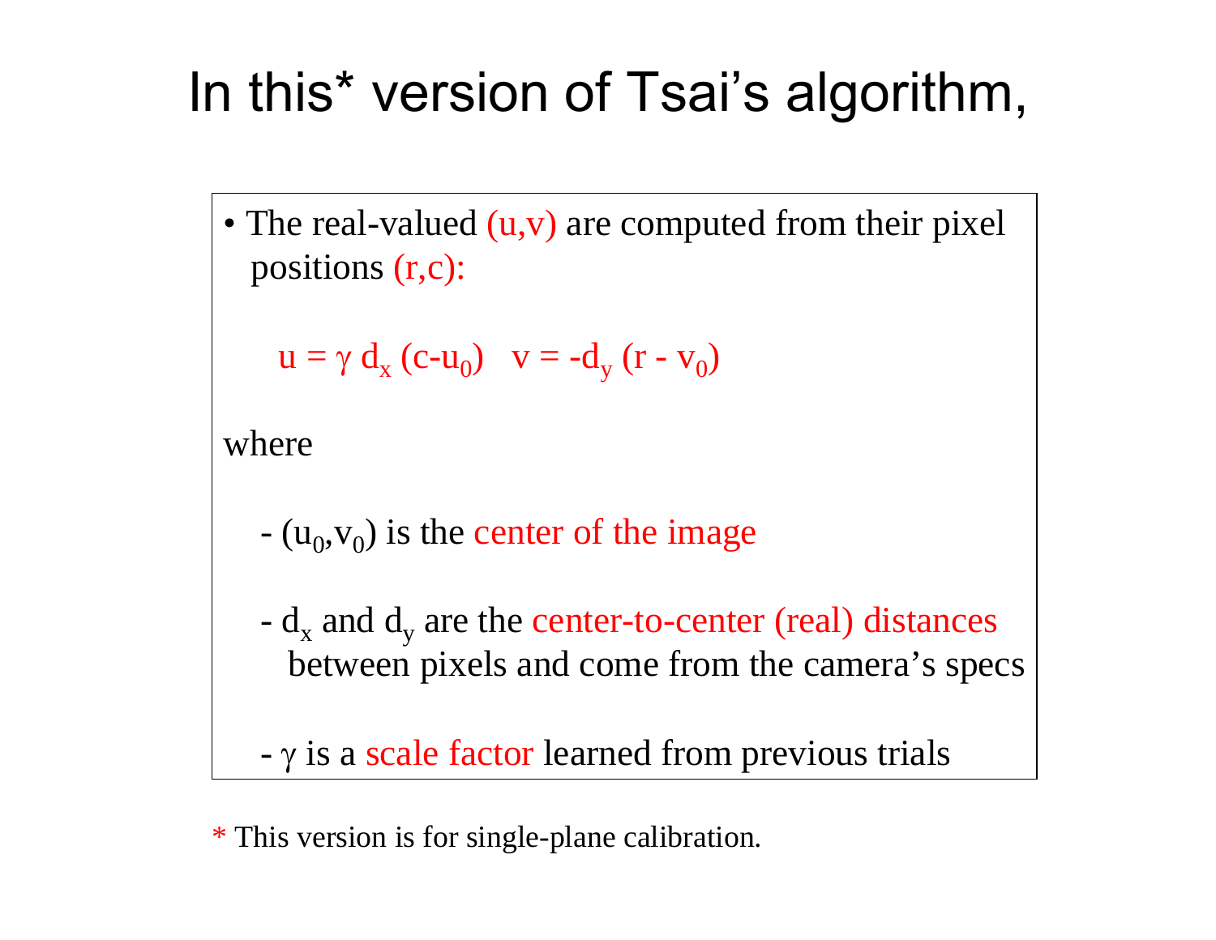# In this* version of Tsai's algorithm,

- The real-valued (u,v) are computed from their pixel positions (r,c):

$$u = \gamma \, d_x \, (c - u_0) \quad v = -d_y \, (r - v_0)$$

where

- $(u_0, v_0)$ is the center of the image
- $d_x$ and $d_y$ are the center-to-center (real) distances between pixels and come from the camera's specs
- $\gamma$ is a scale factor learned from previous trials

* This version is for single-plane calibration.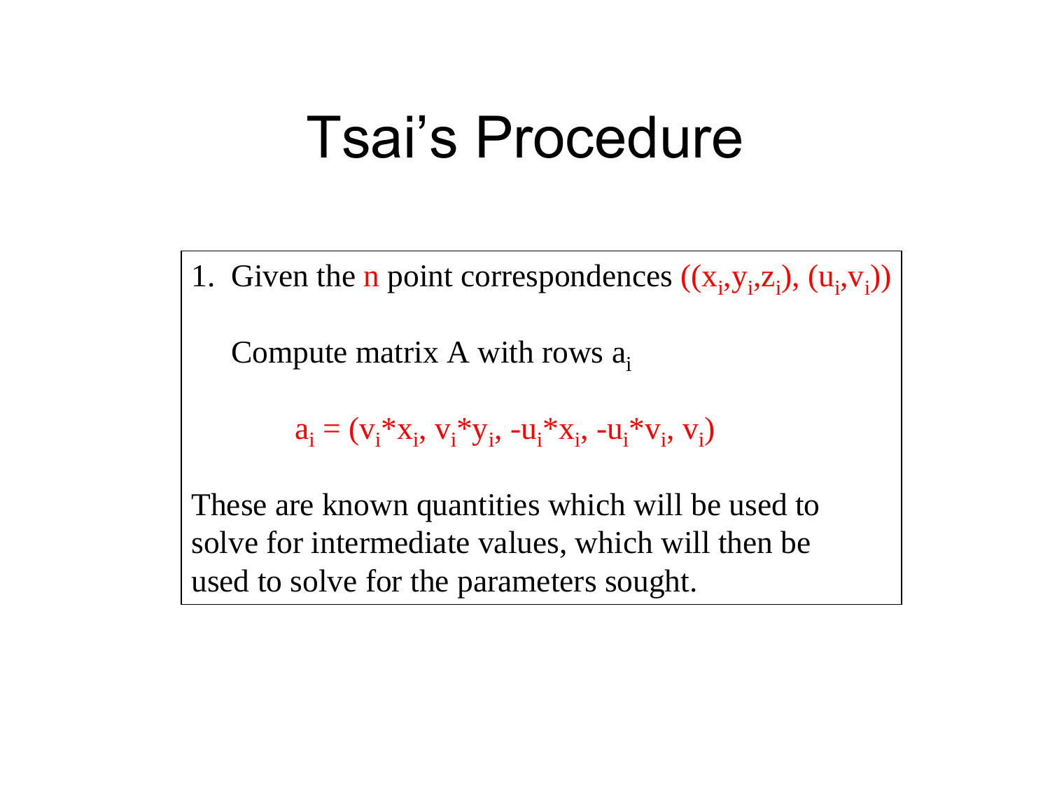# Tsai's Procedure

1. Given the n point correspondences $((x_i,y_i,z_i), (u_i,v_i))$

   Compute matrix A with rows $a_i$

   $$a_i = (v_i*x_i, v_i*y_i, -u_i*x_i, -u_i*v_i, v_i)$$

These are known quantities which will be used to solve for intermediate values, which will then be used to solve for the parameters sought.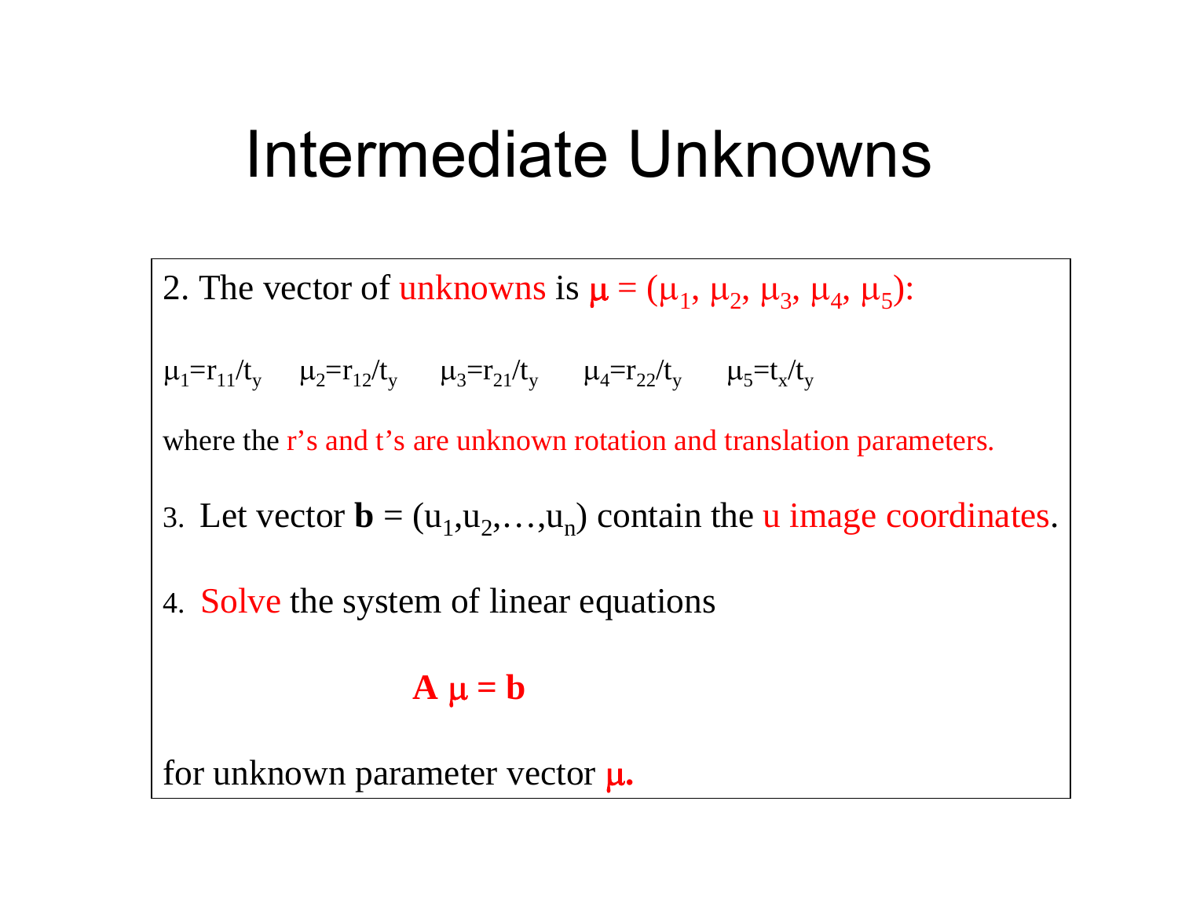# Intermediate Unknowns

2. The vector of unknowns is $\boldsymbol{\mu} = (\mu_1, \mu_2, \mu_3, \mu_4, \mu_5)$:

$\mu_1 = r_{11}/t_y$ $\quad \mu_2 = r_{12}/t_y$ $\quad \mu_3 = r_{21}/t_y$ $\quad \mu_4 = r_{22}/t_y$ $\quad \mu_5 = t_x/t_y$

where the r's and t's are unknown rotation and translation parameters.

3. Let vector $\mathbf{b} = (u_1, u_2, \ldots, u_n)$ contain the u image coordinates.

4. Solve the system of linear equations

$$\mathbf{A}\, \boldsymbol{\mu} = \mathbf{b}$$

for unknown parameter vector $\boldsymbol{\mu}$.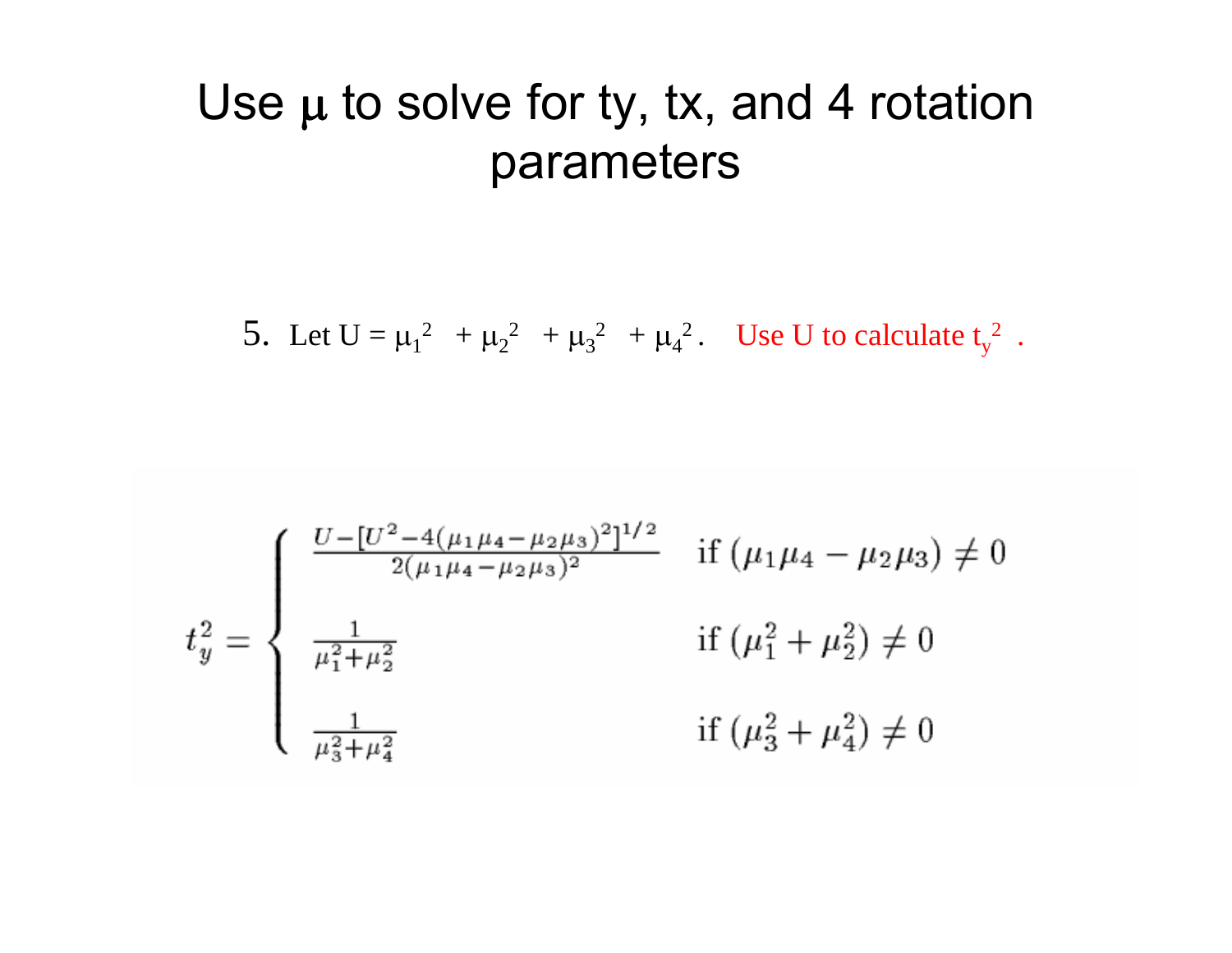# Use $\mu$ to solve for ty, tx, and 4 rotation parameters

5. Let $U = \mu_1^2 + \mu_2^2 + \mu_3^2 + \mu_4^2$. Use U to calculate $t_y^2$ .

$$
t_y^2 = \begin{cases} \frac{U - [U^2 - 4(\mu_1\mu_4 - \mu_2\mu_3)^2]^{1/2}}{2(\mu_1\mu_4 - \mu_2\mu_3)^2} & \text{if } (\mu_1\mu_4 - \mu_2\mu_3) \neq 0 \\ \frac{1}{\mu_1^2 + \mu_2^2} & \text{if } (\mu_1^2 + \mu_2^2) \neq 0 \\ \frac{1}{\mu_3^2 + \mu_4^2} & \text{if } (\mu_3^2 + \mu_4^2) \neq 0 \end{cases}
$$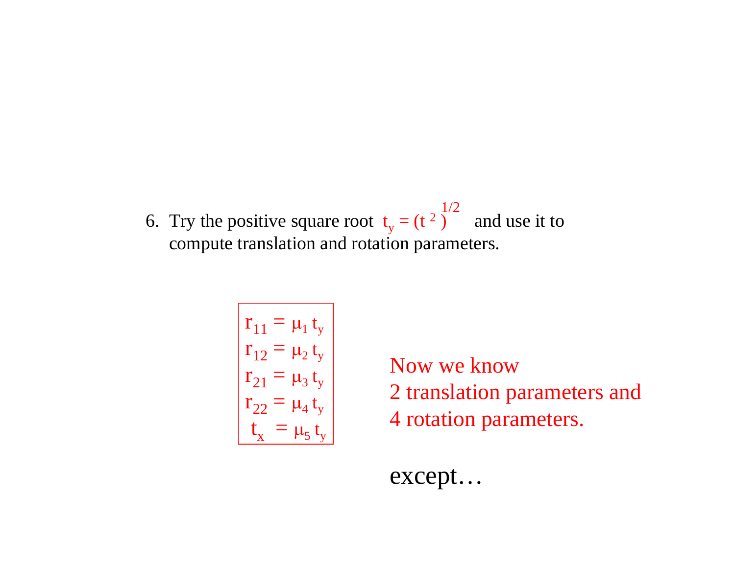6. Try the positive square root $t_y = (t^2)^{1/2}$ and use it to compute translation and rotation parameters.

$$
\begin{aligned}
r_{11} &= \mu_1 t_y \\
r_{12} &= \mu_2 t_y \\
r_{21} &= \mu_3 t_y \\
r_{22} &= \mu_4 t_y \\
t_x &= \mu_5 t_y
\end{aligned}
$$

Now we know
2 translation parameters and
4 rotation parameters.

except…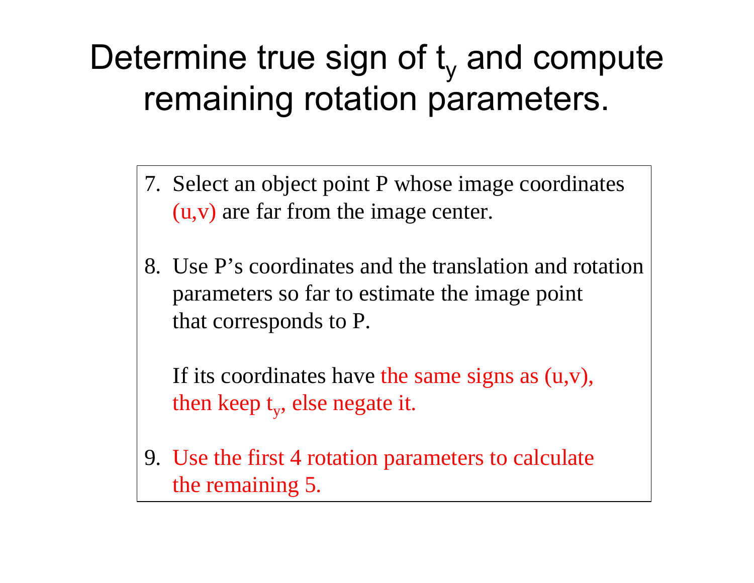# Determine true sign of $t_y$ and compute remaining rotation parameters.

7. Select an object point P whose image coordinates (u,v) are far from the image center.

8. Use P's coordinates and the translation and rotation parameters so far to estimate the image point that corresponds to P.

   If its coordinates have the same signs as (u,v), then keep $t_y$, else negate it.

9. Use the first 4 rotation parameters to calculate the remaining 5.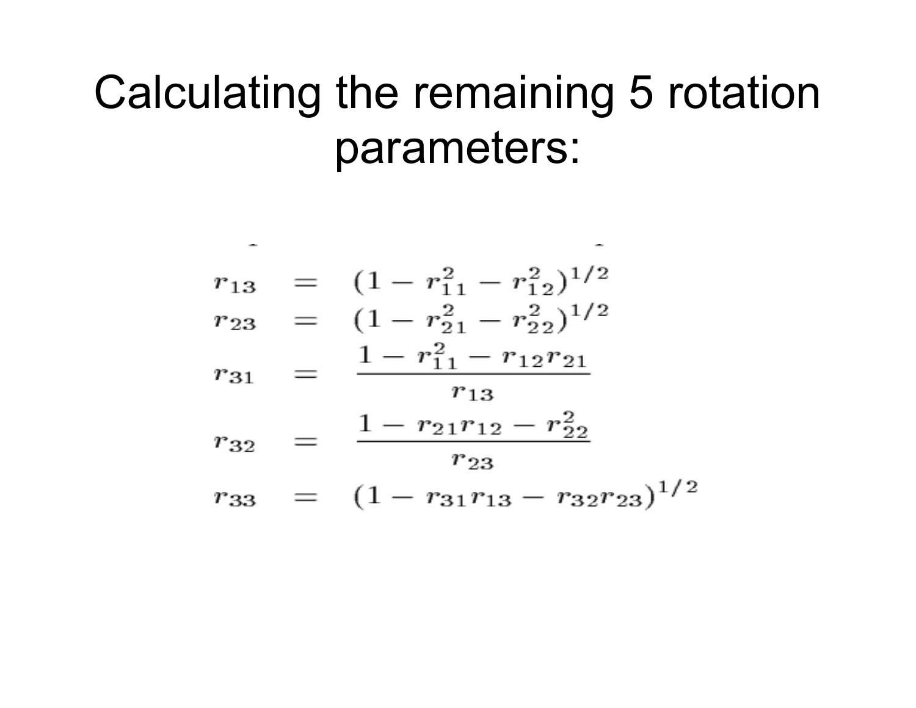# Calculating the remaining 5 rotation parameters:

$$
\begin{aligned}
r_{13} &= (1 - r_{11}^2 - r_{12}^2)^{1/2} \\
r_{23} &= (1 - r_{21}^2 - r_{22}^2)^{1/2} \\
r_{31} &= \frac{1 - r_{11}^2 - r_{12}r_{21}}{r_{13}} \\
r_{32} &= \frac{1 - r_{21}r_{12} - r_{22}^2}{r_{23}} \\
r_{33} &= (1 - r_{31}r_{13} - r_{32}r_{23})^{1/2}
\end{aligned}
$$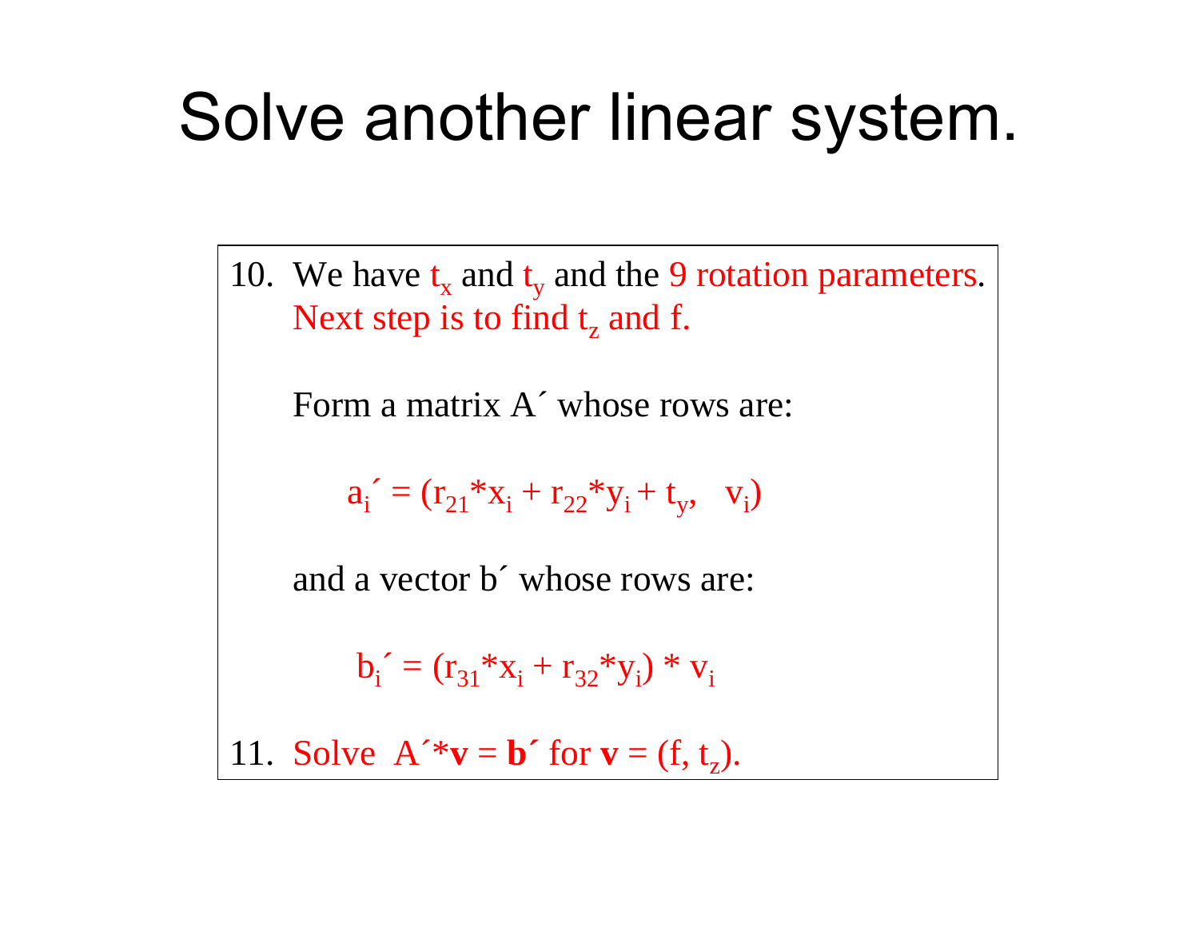# Solve another linear system.

10. We have $t_x$ and $t_y$ and the 9 rotation parameters. Next step is to find $t_z$ and f.

    Form a matrix A´ whose rows are:

    $$a_i' = (r_{21}*x_i + r_{22}*y_i + t_y, \quad v_i)$$

    and a vector b´ whose rows are:

    $$b_i' = (r_{31}*x_i + r_{32}*y_i) * v_i$$

11. Solve $A'*\mathbf{v} = \mathbf{b}'$ for $\mathbf{v} = (f, t_z)$.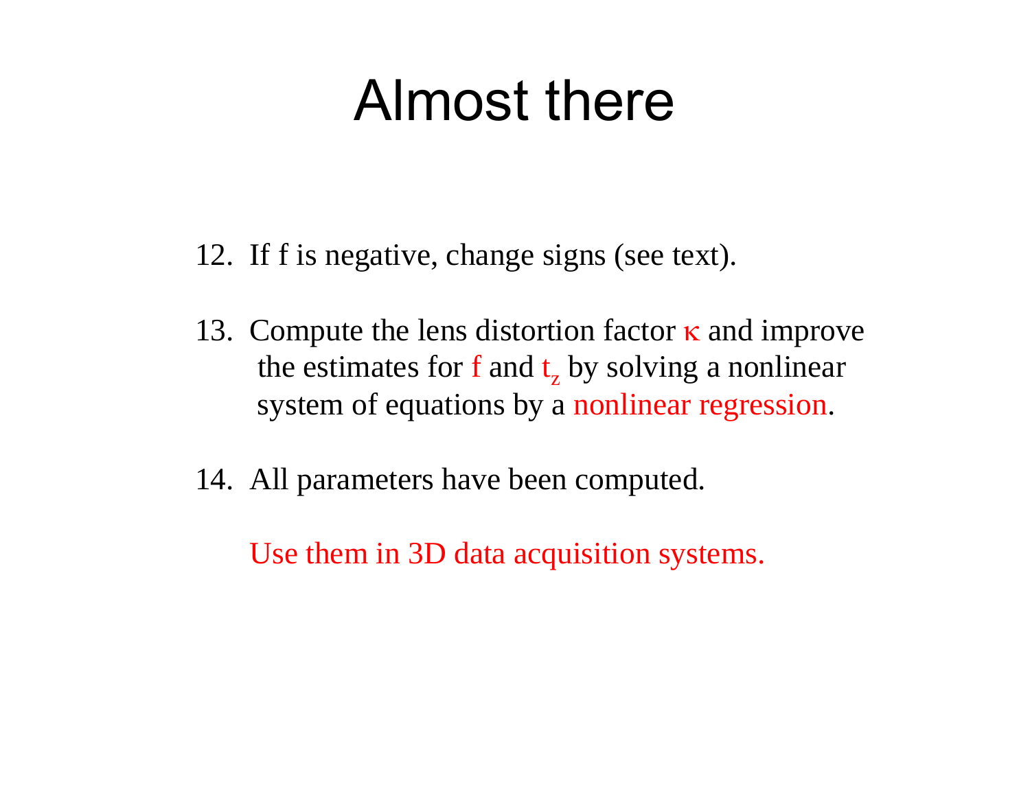# Almost there

12. If f is negative, change signs (see text).

13. Compute the lens distortion factor $\kappa$ and improve the estimates for $f$ and $t_z$ by solving a nonlinear system of equations by a nonlinear regression.

14. All parameters have been computed.

    Use them in 3D data acquisition systems.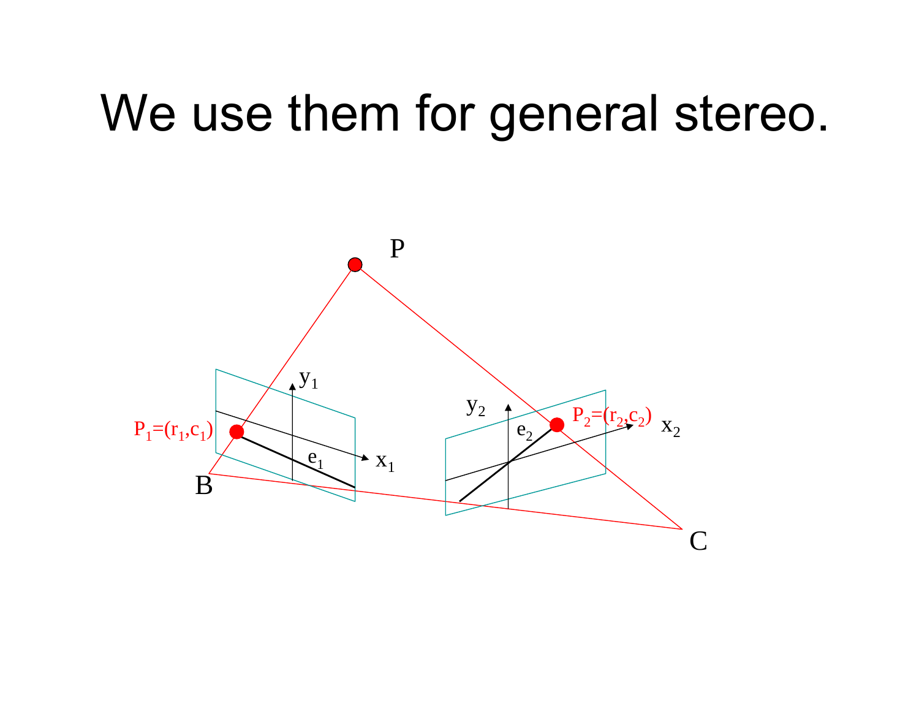# We use them for general stereo.

P

$P_1=(r_1,c_1)$

$y_1$

$x_1$

$e_1$

B

$y_2$

$e_2$

$P_2=(r_2,c_2)$

$x_2$

C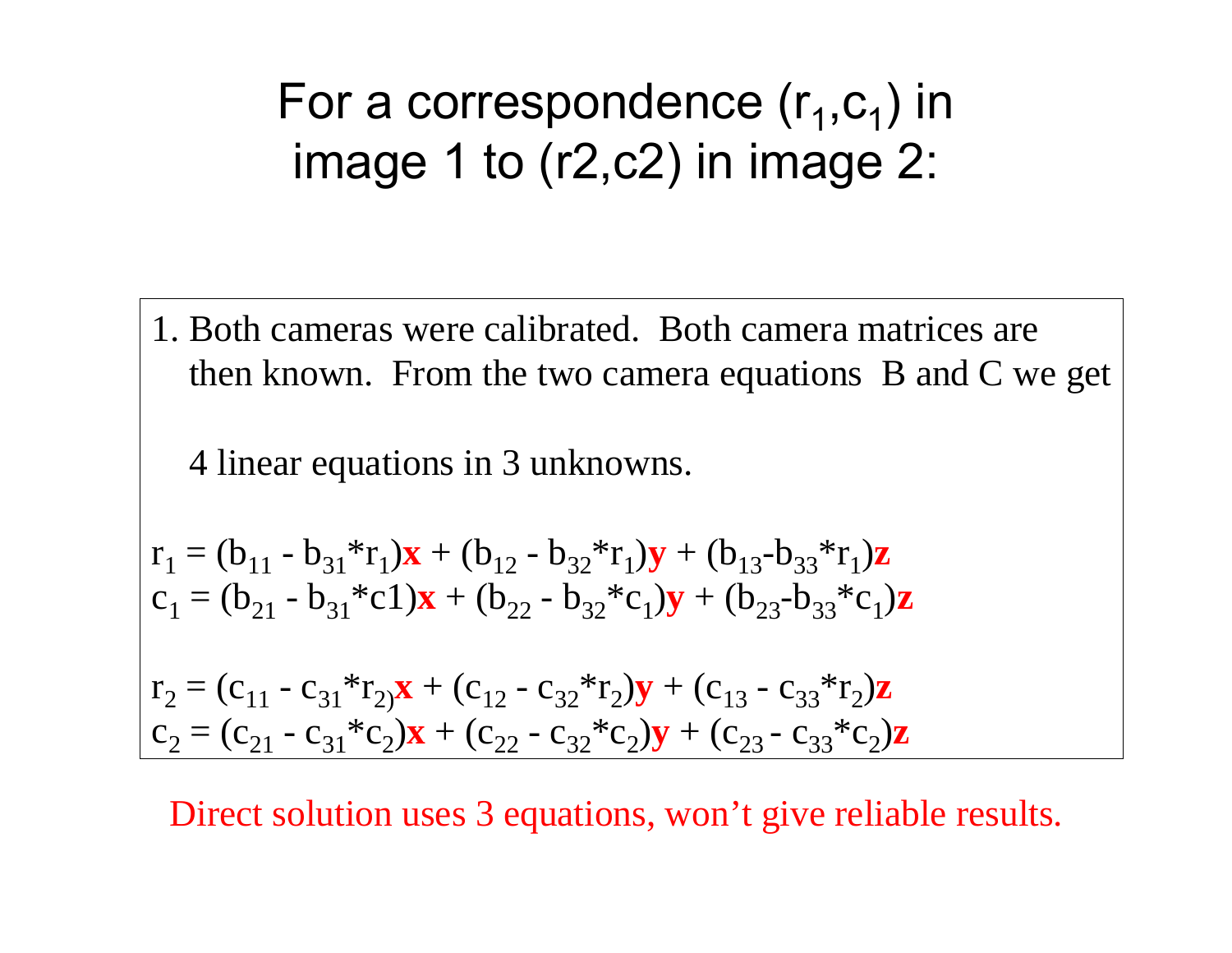# For a correspondence $(r_1,c_1)$ in image 1 to (r2,c2) in image 2:

1. Both cameras were calibrated. Both camera matrices are then known. From the two camera equations B and C we get

   4 linear equations in 3 unknowns.

$$r_1 = (b_{11} - b_{31}*r_1)\mathbf{x} + (b_{12} - b_{32}*r_1)\mathbf{y} + (b_{13}-b_{33}*r_1)\mathbf{z}$$
$$c_1 = (b_{21} - b_{31}*c1)\mathbf{x} + (b_{22} - b_{32}*c_1)\mathbf{y} + (b_{23}-b_{33}*c_1)\mathbf{z}$$

$$r_2 = (c_{11} - c_{31}*r_2)\mathbf{x} + (c_{12} - c_{32}*r_2)\mathbf{y} + (c_{13} - c_{33}*r_2)\mathbf{z}$$
$$c_2 = (c_{21} - c_{31}*c_2)\mathbf{x} + (c_{22} - c_{32}*c_2)\mathbf{y} + (c_{23} - c_{33}*c_2)\mathbf{z}$$

Direct solution uses 3 equations, won't give reliable results.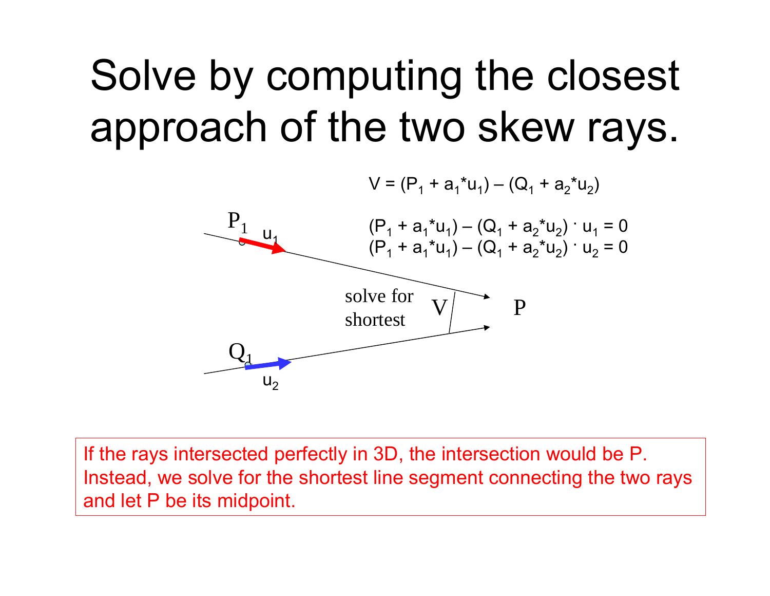# Solve by computing the closest approach of the two skew rays.

$$V = (P_1 + a_1 * u_1) - (Q_1 + a_2 * u_2)$$

$$(P_1 + a_1 * u_1) - (Q_1 + a_2 * u_2) \cdot u_1 = 0$$
$$(P_1 + a_1 * u_1) - (Q_1 + a_2 * u_2) \cdot u_2 = 0$$

$P_1$ $u_1$

solve for shortest $V$ $P$

$Q_1$ $u_2$

If the rays intersected perfectly in 3D, the intersection would be P. Instead, we solve for the shortest line segment connecting the two rays and let P be its midpoint.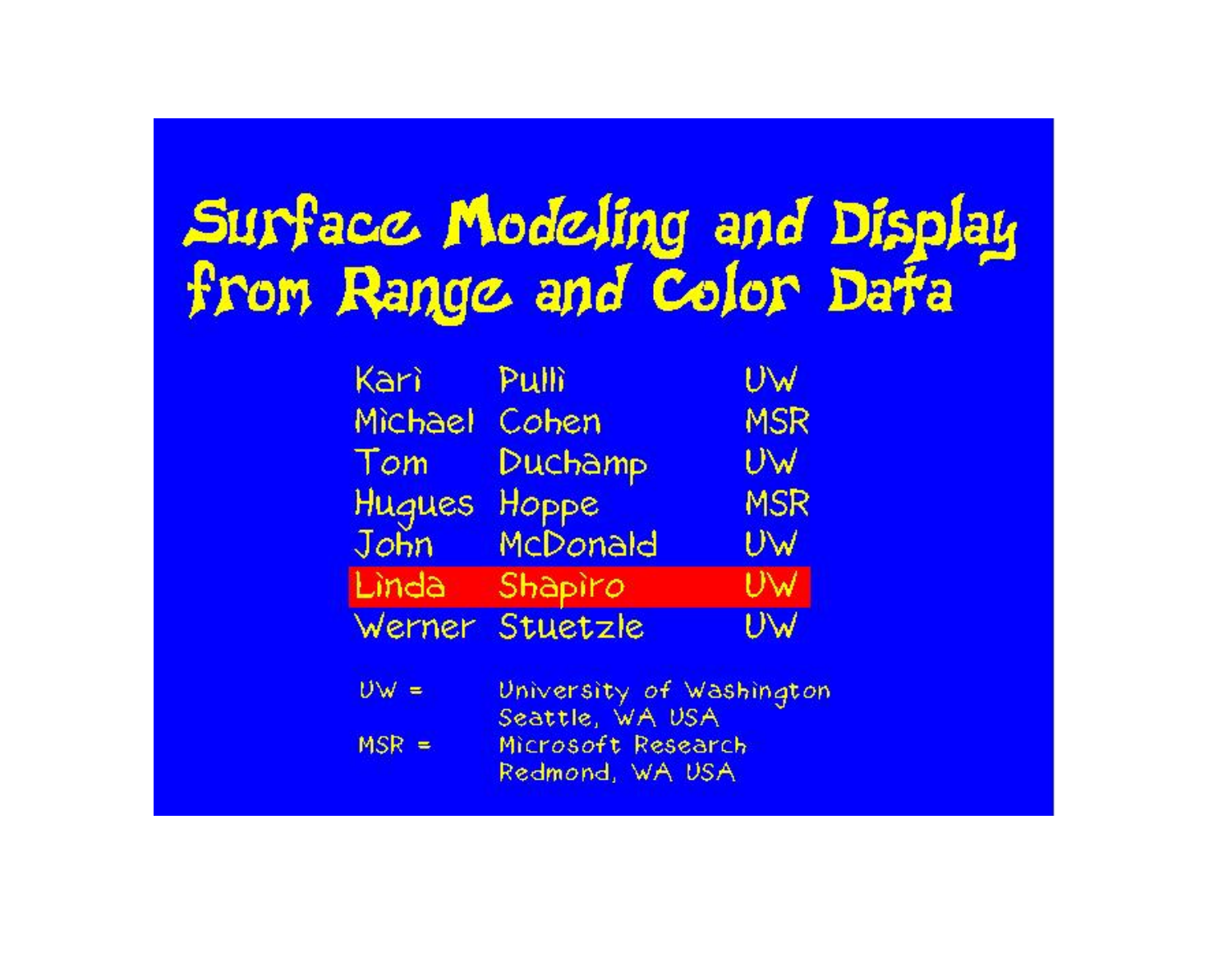# Surface Modeling and Display from Range and Color Data

| | | |
|---|---|---|
| Kari | Pulli | UW |
| Michael | Cohen | MSR |
| Tom | Duchamp | UW |
| Hugues | Hoppe | MSR |
| John | McDonald | UW |
| Linda | Shapiro | UW |
| Werner | Stuetzle | UW |

UW = University of Washington
Seattle, WA USA

MSR = Microsoft Research
Redmond, WA USA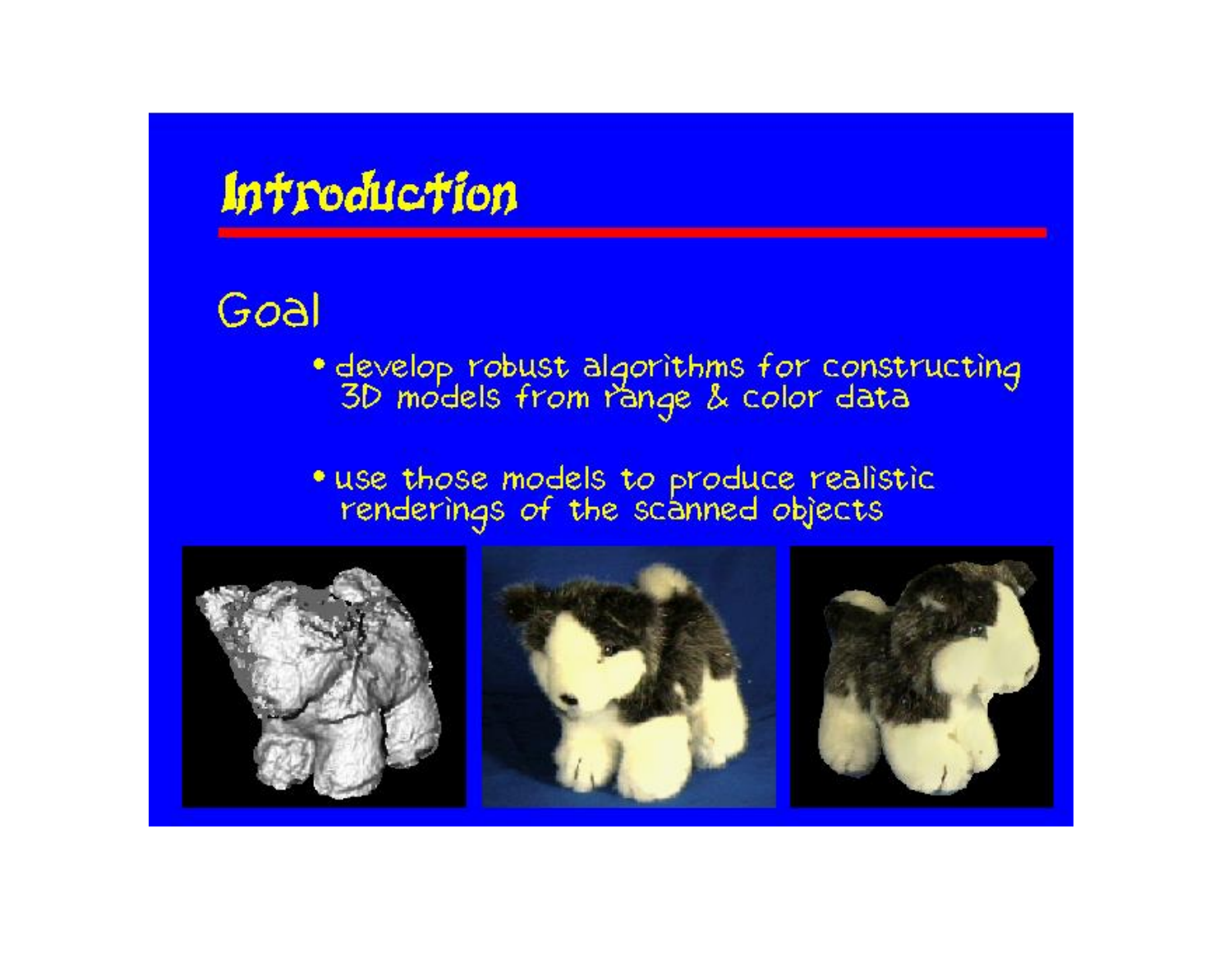# Introduction

## Goal

- develop robust algorithms for constructing 3D models from range & color data

- use those models to produce realistic renderings of the scanned objects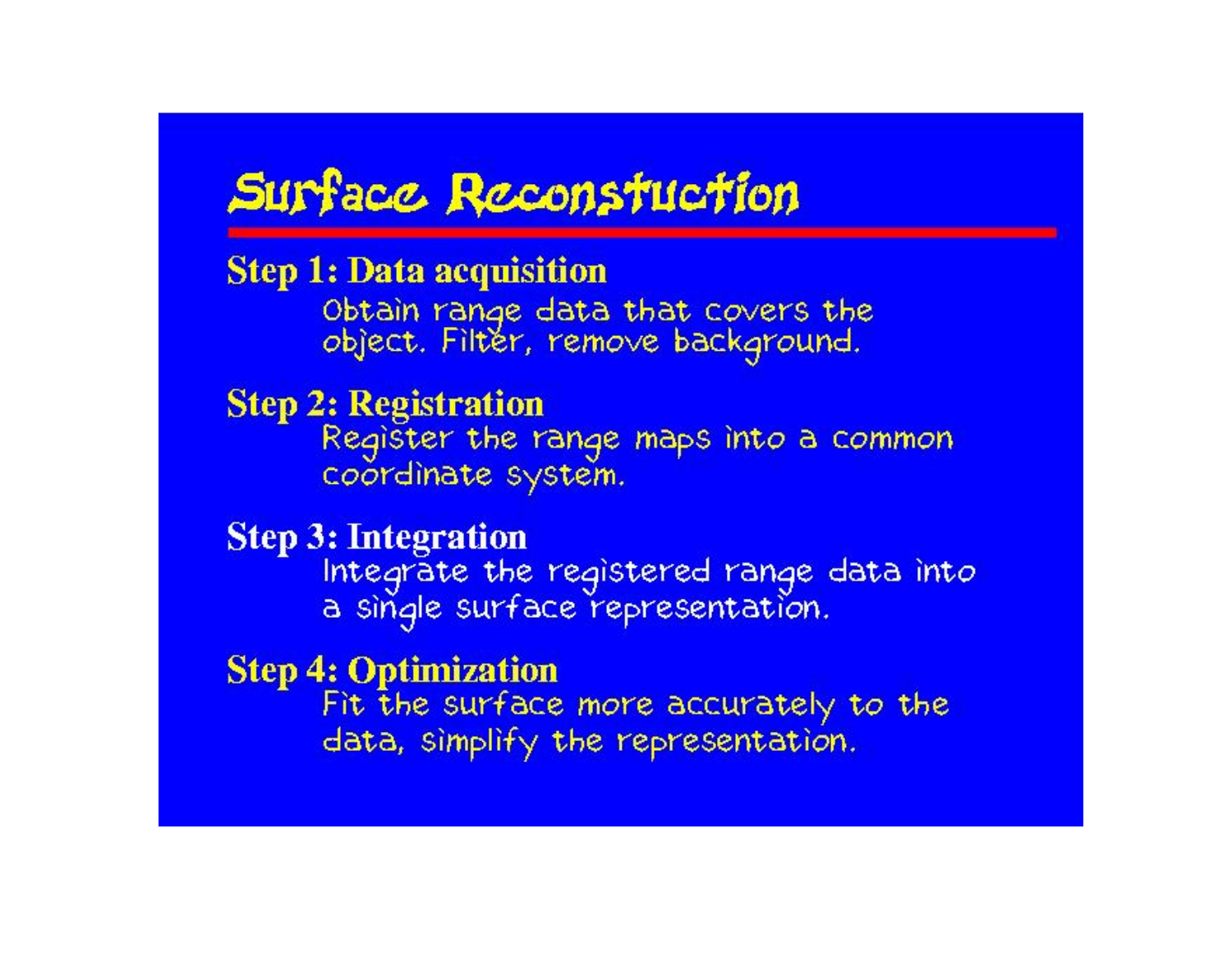# Surface Reconstuction

**Step 1: Data acquisition**

Obtain range data that covers the object. Filter, remove background.

**Step 2: Registration**

Register the range maps into a common coordinate system.

**Step 3: Integration**

Integrate the registered range data into a single surface representation.

**Step 4: Optimization**

Fit the surface more accurately to the data, simplify the representation.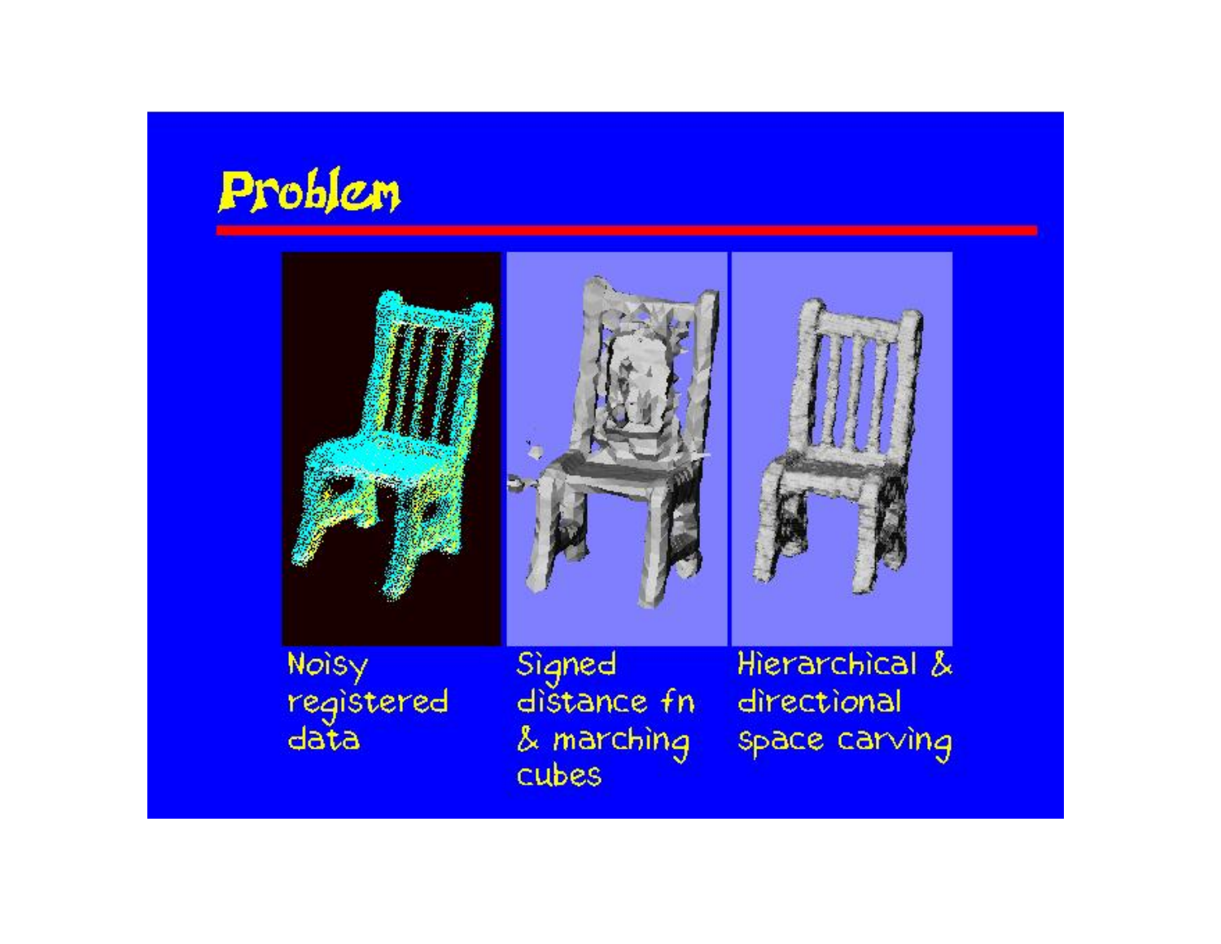# Problem

Noisy registered data

Signed distance fn & marching cubes

Hierarchical & directional space carving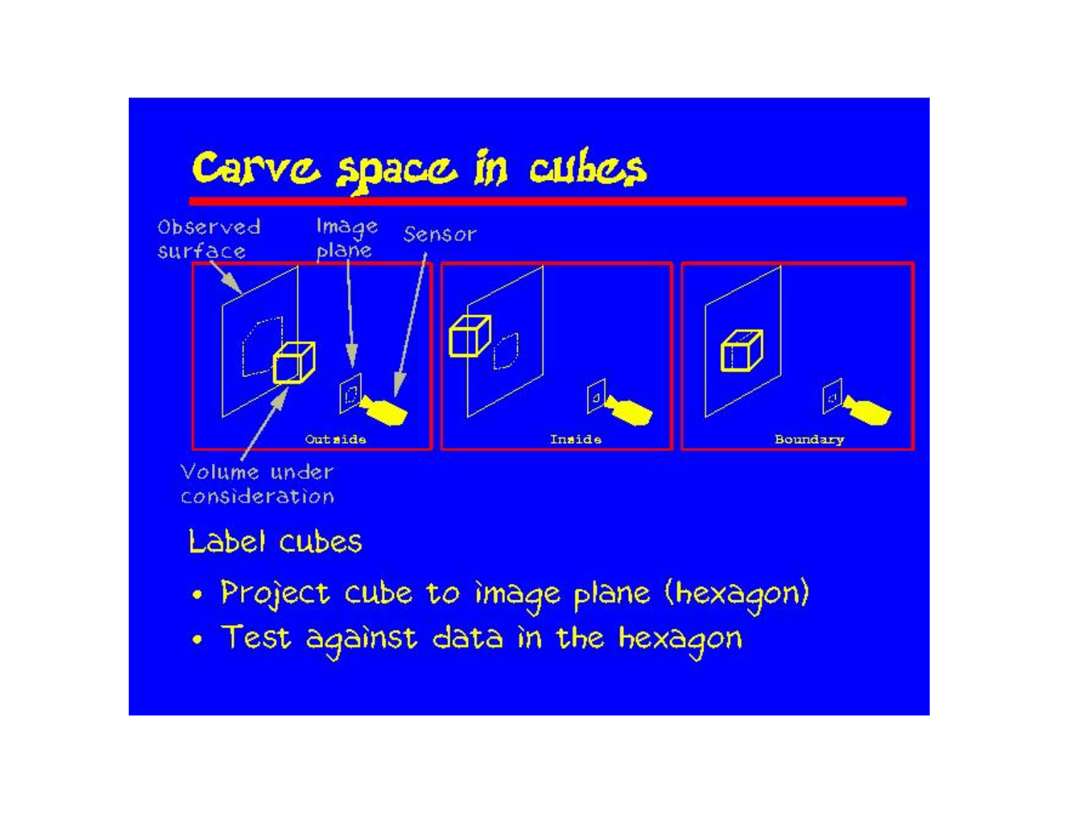# Carve space in cubes

Observed surface

Image plane

Sensor

Outside

Inside

Boundary

Volume under consideration

Label cubes

- Project cube to image plane (hexagon)
- Test against data in the hexagon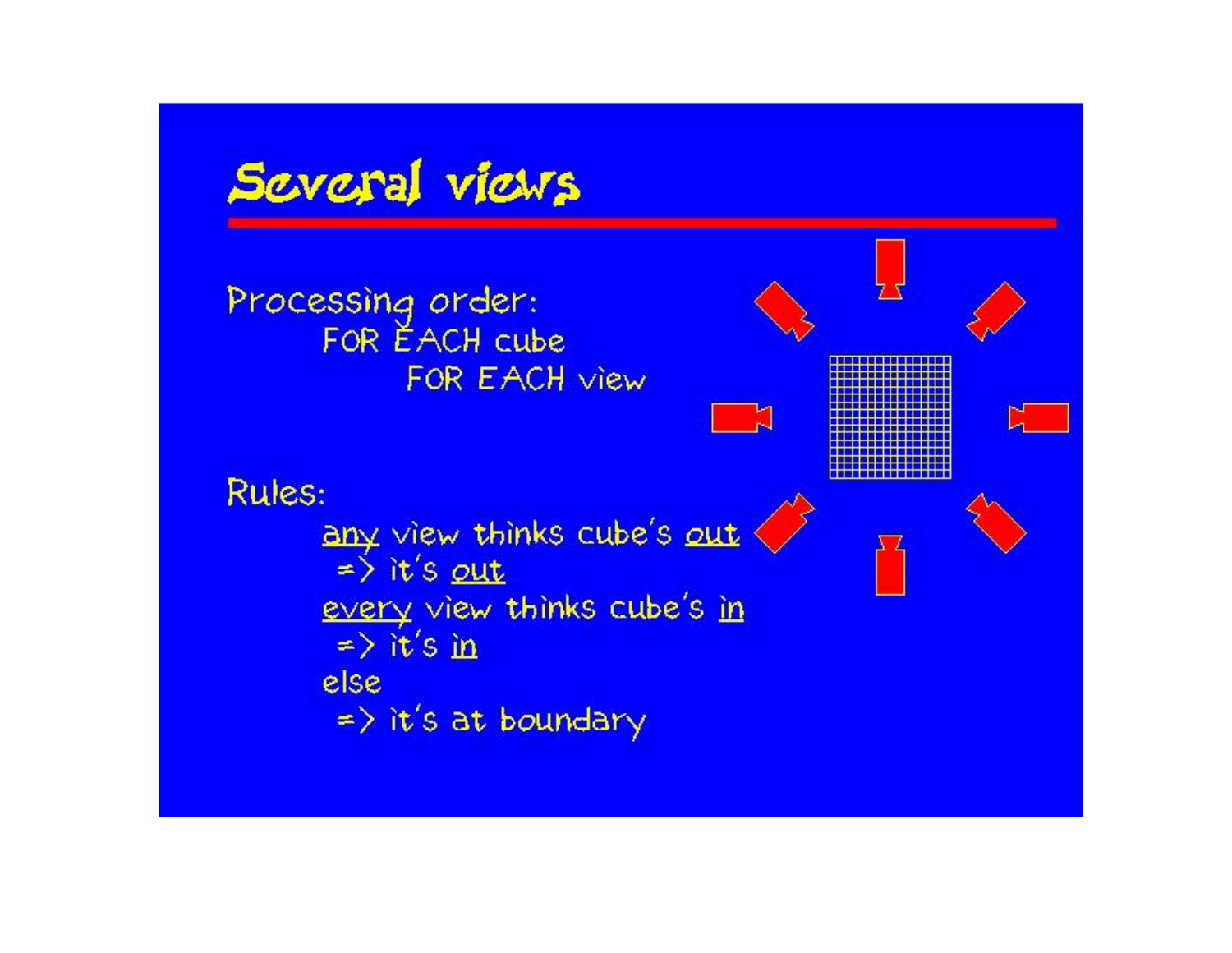# Several views

Processing order:

```
FOR EACH cube
    FOR EACH view
```

Rules:

- <u>any</u> view thinks cube's <u>out</u>
  => it's <u>out</u>
- <u>every</u> view thinks cube's <u>in</u>
  => it's <u>in</u>
- else
  => it's at boundary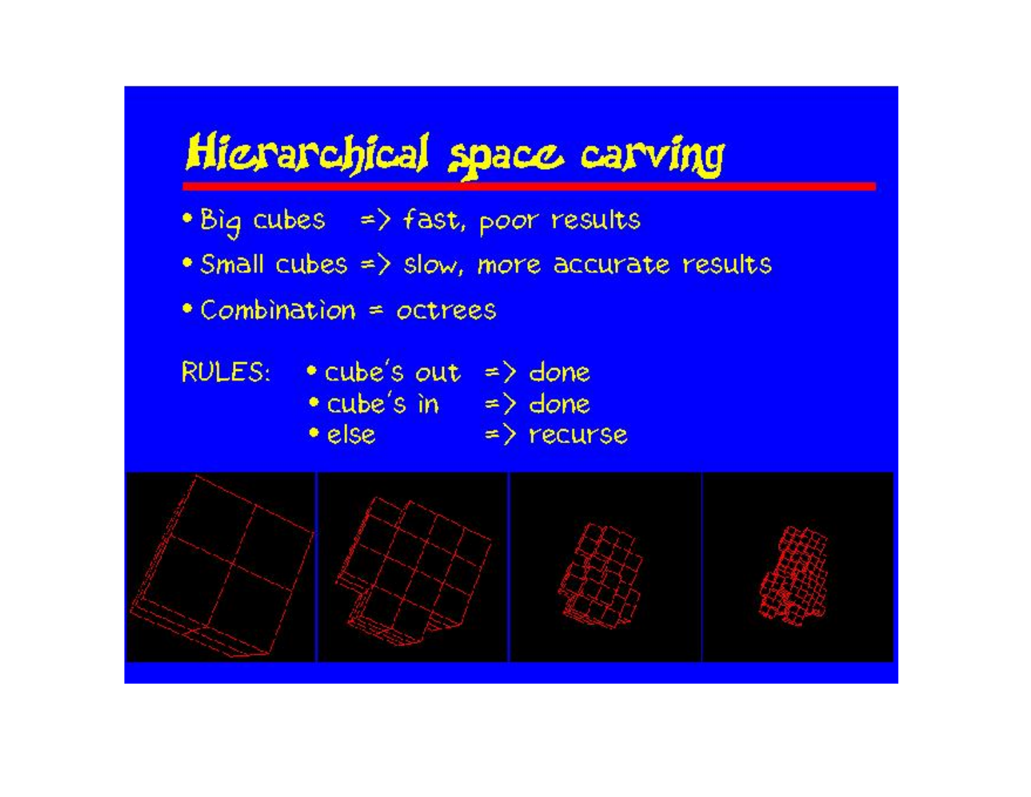# Hierarchical space carving

- Big cubes => fast, poor results
- Small cubes => slow, more accurate results
- Combination = octrees

RULES:

- cube's out => done
- cube's in => done
- else => recurse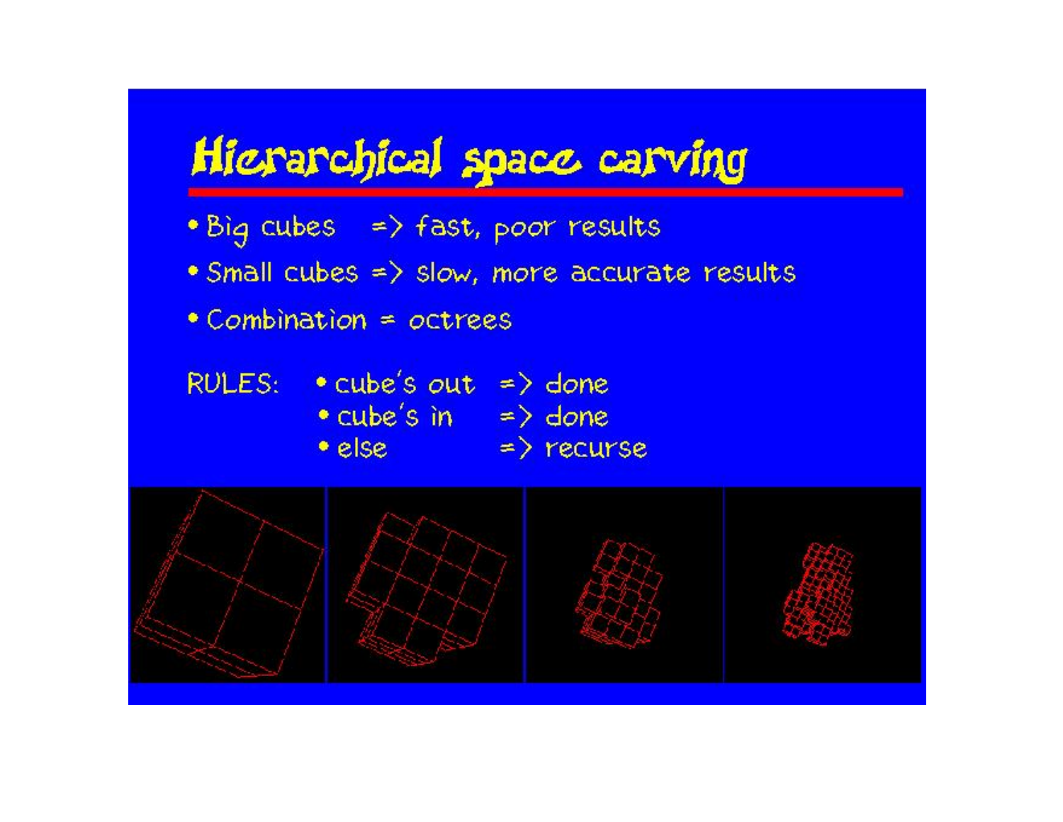# Hierarchical space carving

- Big cubes => fast, poor results
- Small cubes => slow, more accurate results
- Combination = octrees

RULES:
- cube's out => done
- cube's in => done
- else => recurse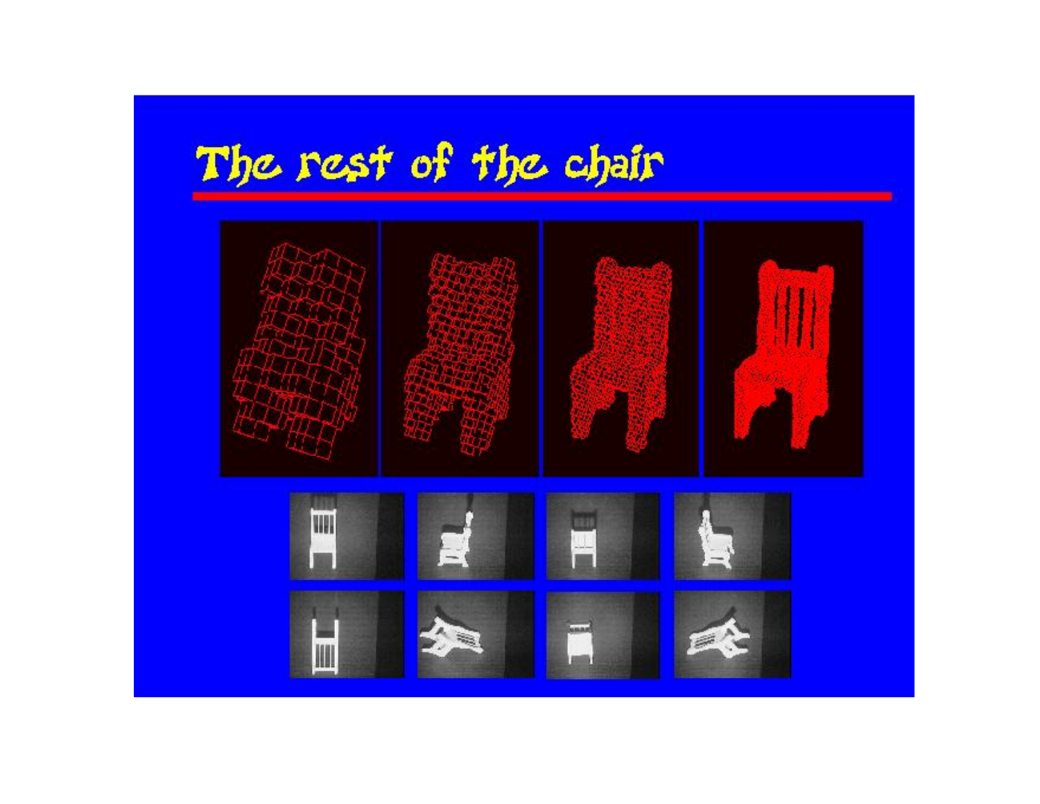# The rest of the chair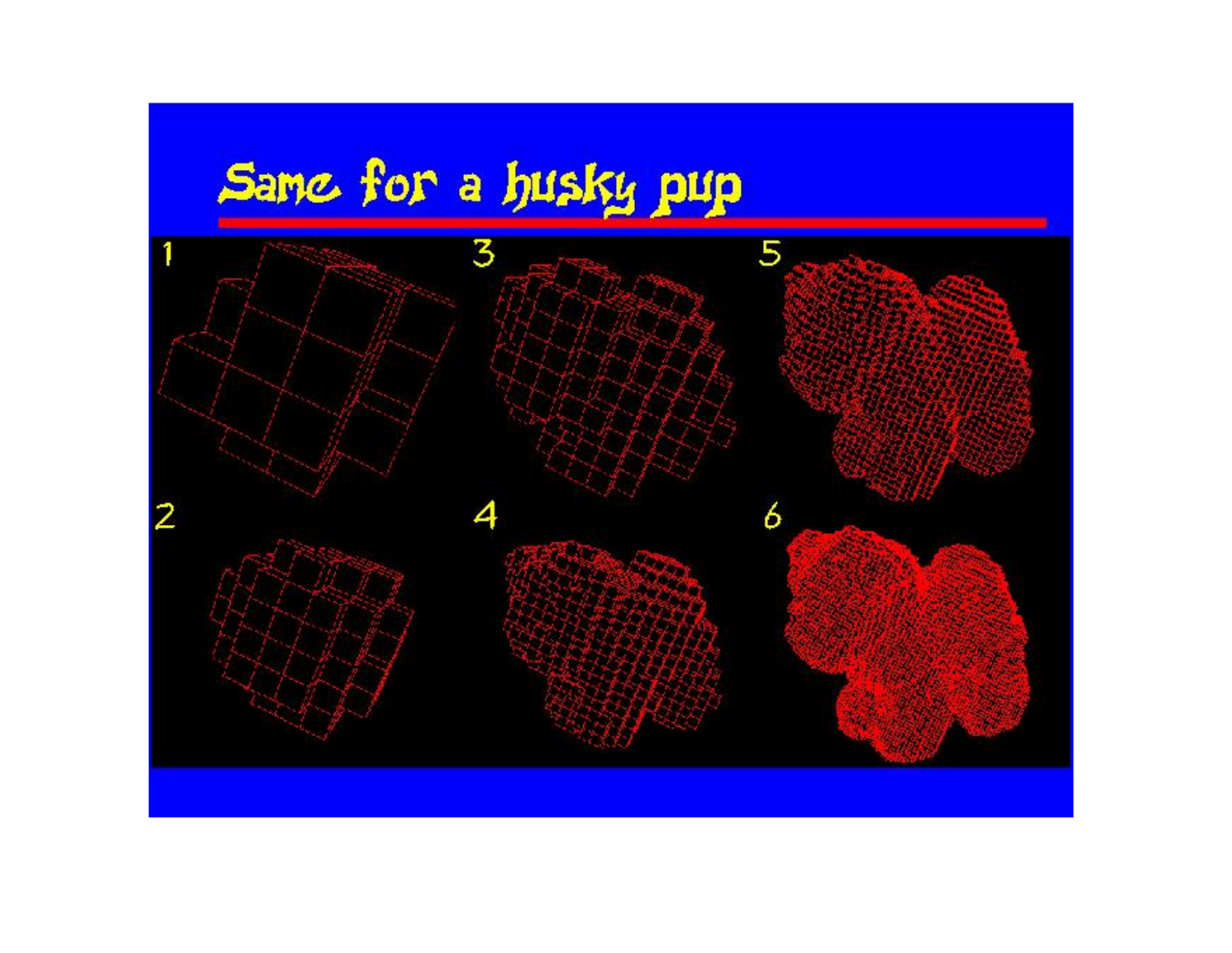# Same for a husky pup

1

2

3

4

5

6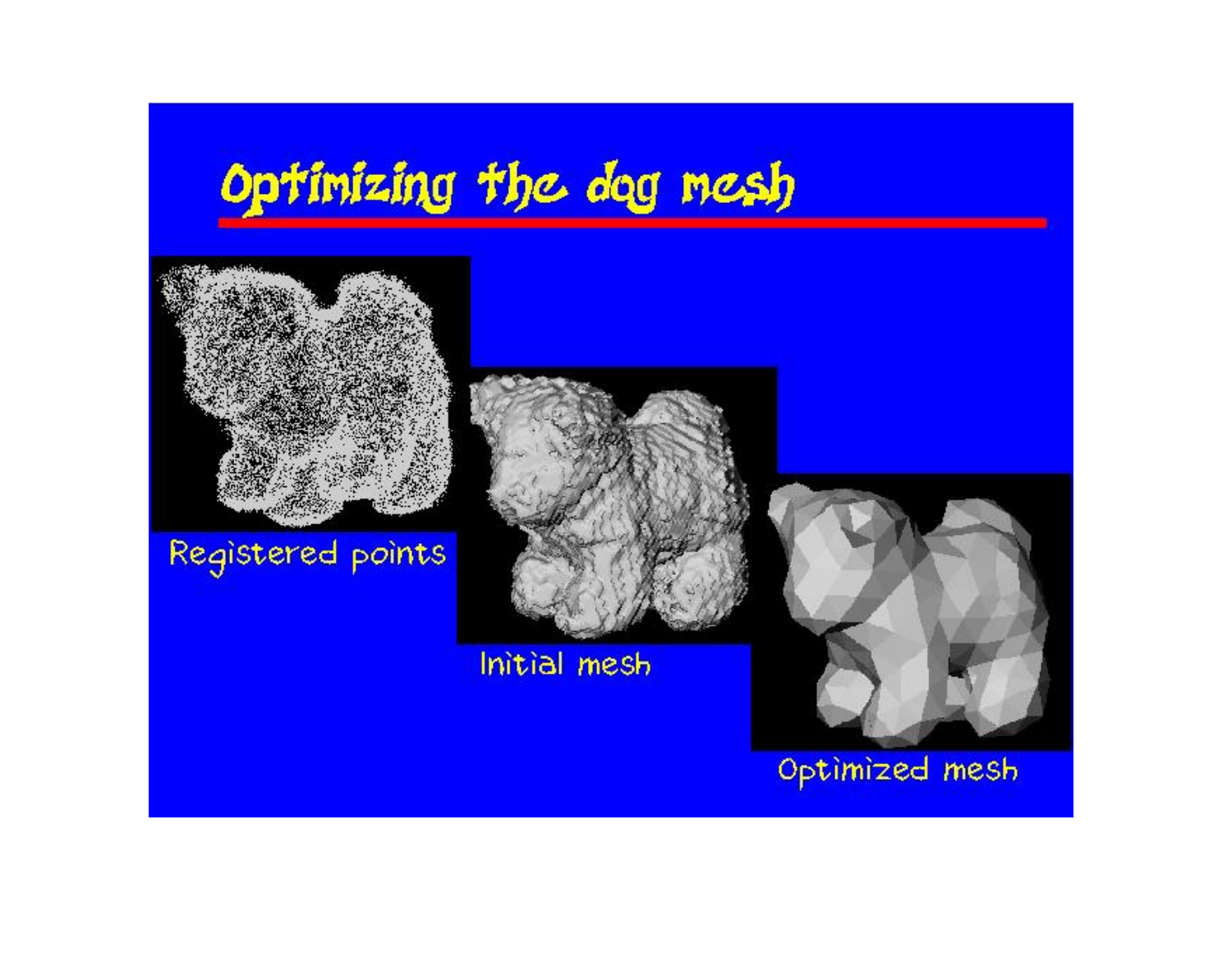# Optimizing the dog mesh

Registered points

Initial mesh

Optimized mesh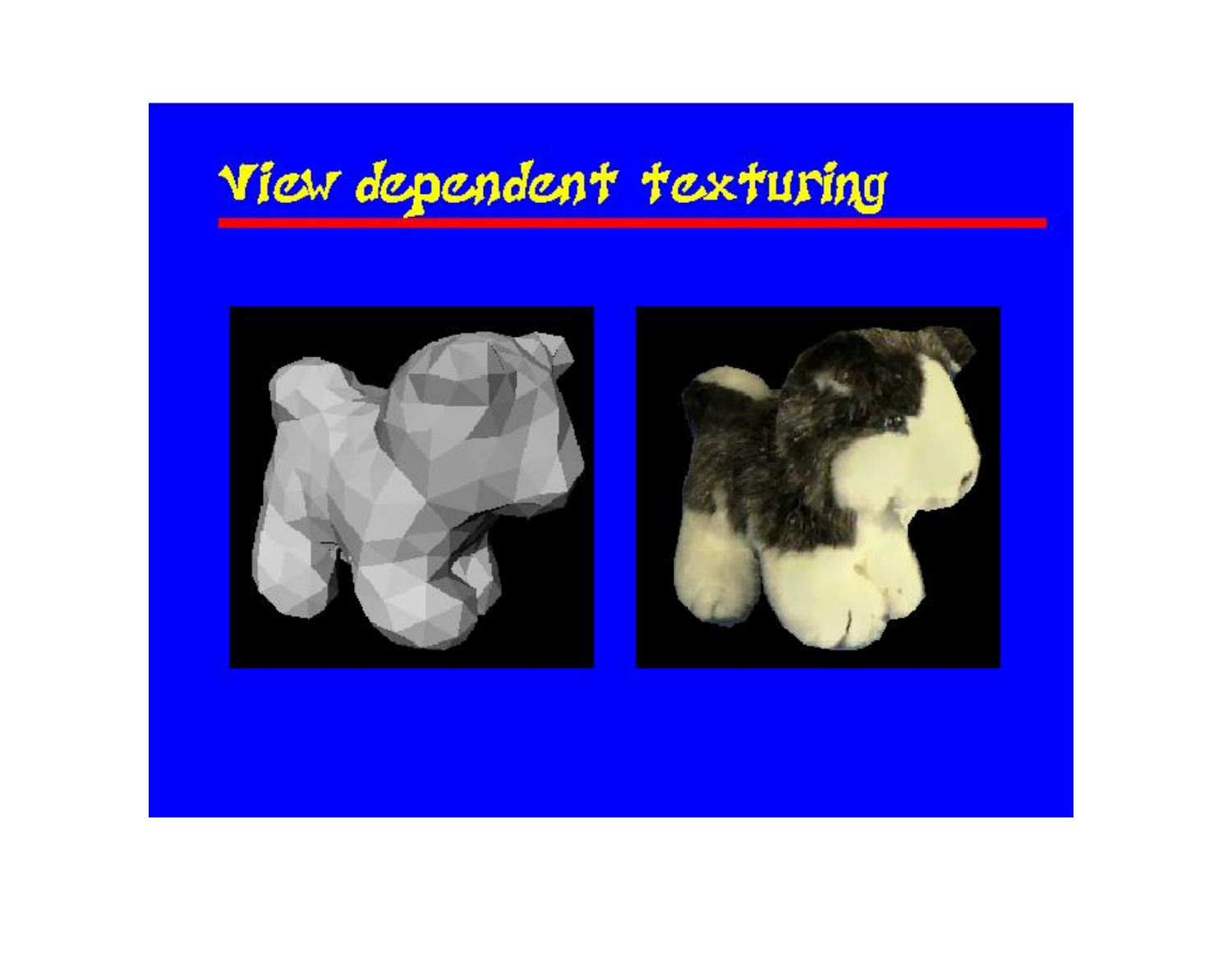# View dependent texturing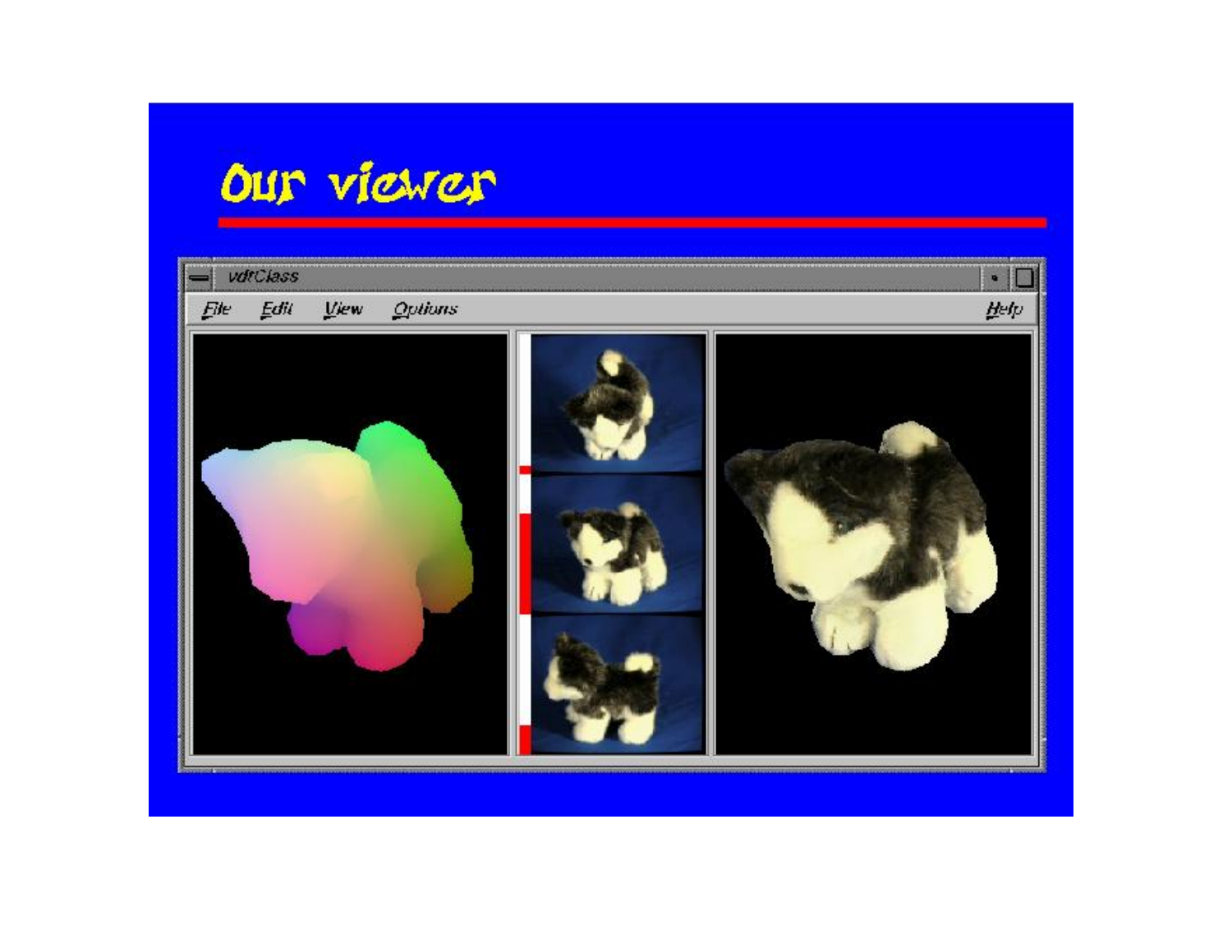# Our viewer